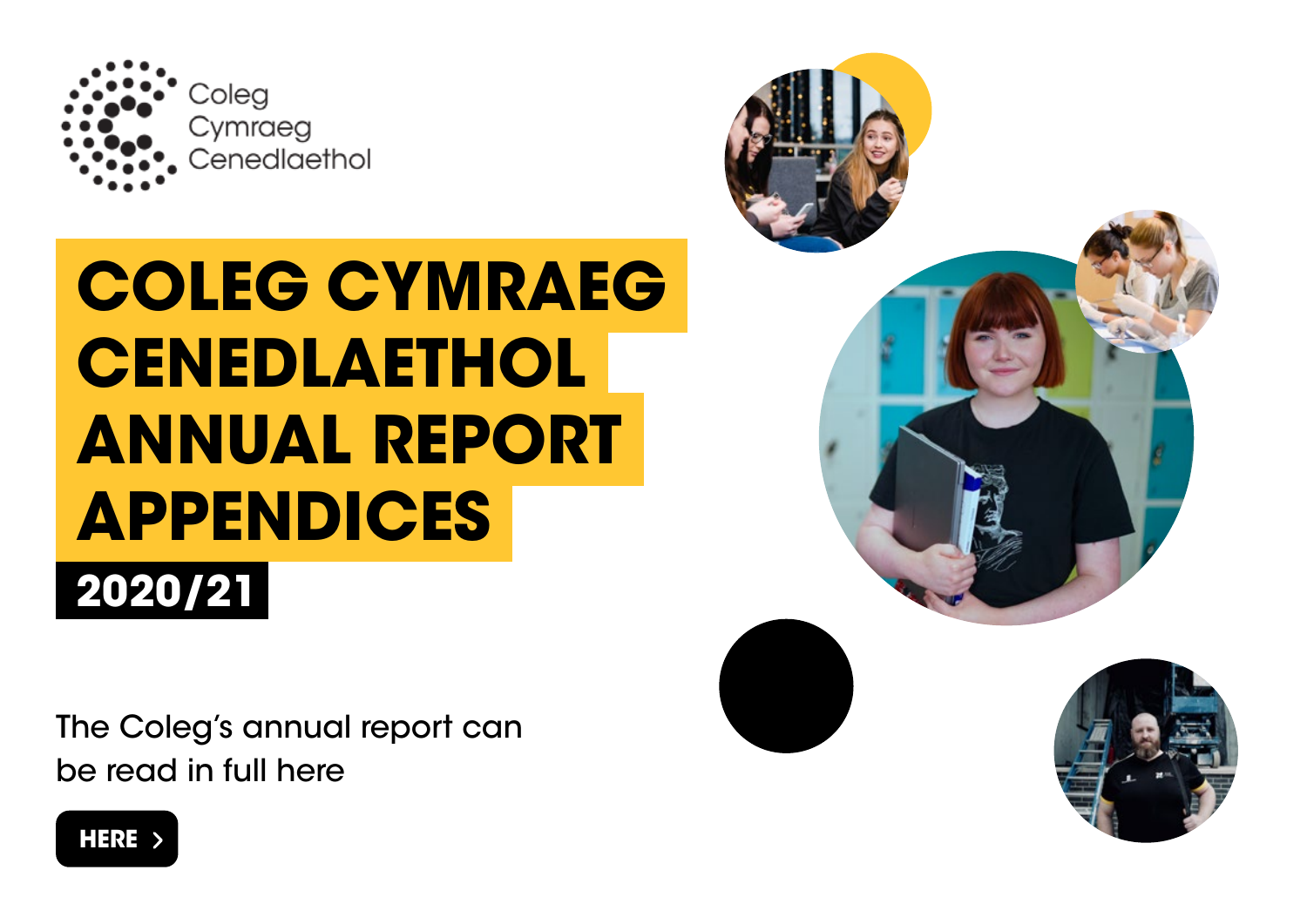Coleg Cymraeg Cenedlaethol

# COLEG CYMRAEG CENEDLAETHOL ANNUAL REPORT APPENDICES

**2020/21**

The Coleg's annual report can be read in full here

**HERE >**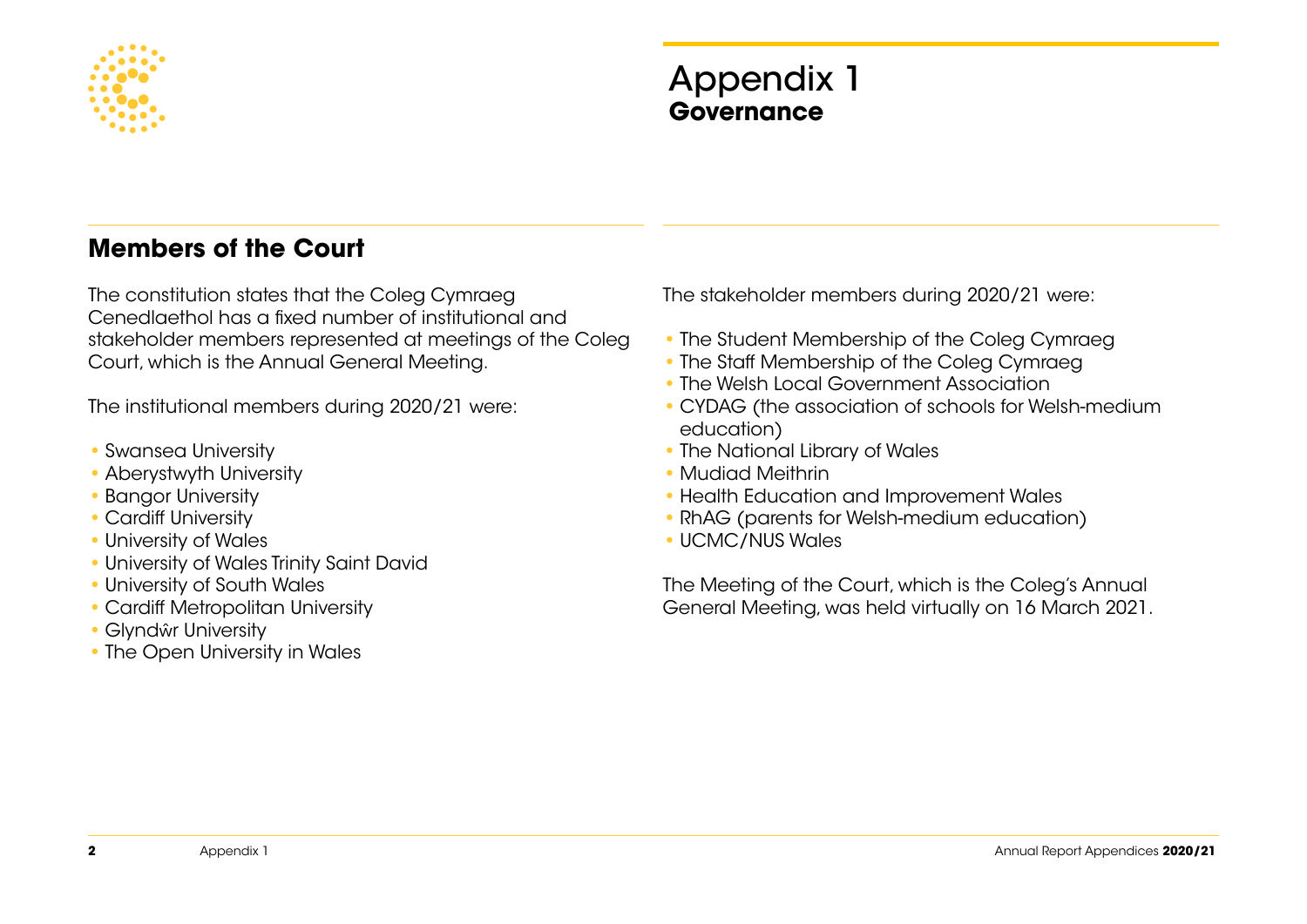# Appendix 1
## Governance

### Members of the Court

The constitution states that the Coleg Cymraeg Cenedlaethol has a fixed number of institutional and stakeholder members represented at meetings of the Coleg Court, which is the Annual General Meeting.

The institutional members during 2020/21 were:

- Swansea University
- Aberystwyth University
- Bangor University
- Cardiff University
- University of Wales
- University of Wales Trinity Saint David
- University of South Wales
- Cardiff Metropolitan University
- Glyndŵr University
- The Open University in Wales

The stakeholder members during 2020/21 were:

- The Student Membership of the Coleg Cymraeg
- The Staff Membership of the Coleg Cymraeg
- The Welsh Local Government Association
- CYDAG (the association of schools for Welsh-medium education)
- The National Library of Wales
- Mudiad Meithrin
- Health Education and Improvement Wales
- RhAG (parents for Welsh-medium education)
- UCMC/NUS Wales

The Meeting of the Court, which is the Coleg's Annual General Meeting, was held virtually on 16 March 2021.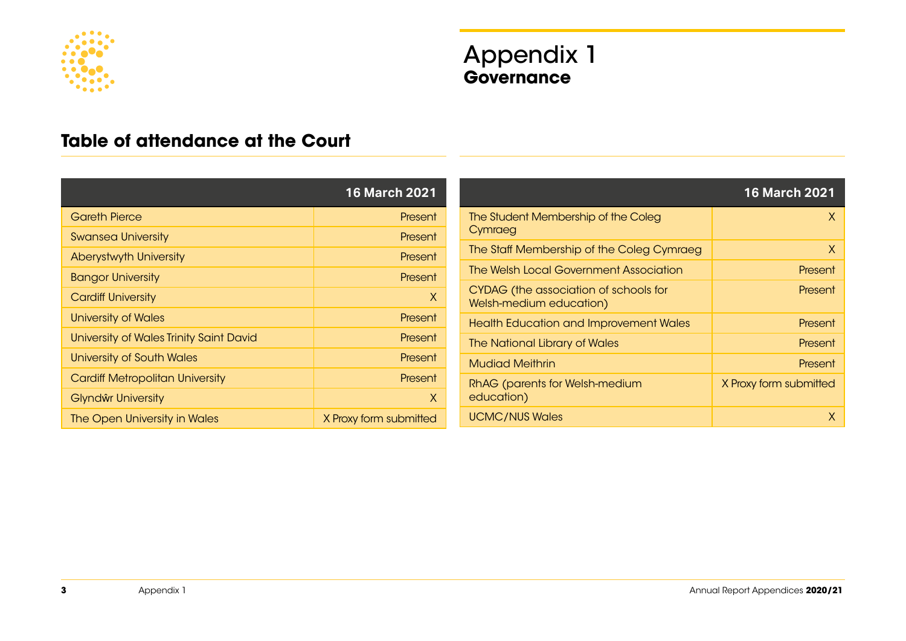# Appendix 1
## Governance

### Table of attendance at the Court

| | 16 March 2021 |
|---|---|
| Gareth Pierce | Present |
| Swansea University | Present |
| Aberystwyth University | Present |
| Bangor University | Present |
| Cardiff University | X |
| University of Wales | Present |
| University of Wales Trinity Saint David | Present |
| University of South Wales | Present |
| Cardiff Metropolitan University | Present |
| Glyndŵr University | X |
| The Open University in Wales | X Proxy form submitted |
| The Student Membership of the Coleg Cymraeg | X |
| The Staff Membership of the Coleg Cymraeg | X |
| The Welsh Local Government Association | Present |
| CYDAG (the association of schools for Welsh-medium education) | Present |
| Health Education and Improvement Wales | Present |
| The National Library of Wales | Present |
| Mudiad Meithrin | Present |
| RhAG (parents for Welsh-medium education) | X Proxy form submitted |
| UCMC/NUS Wales | X |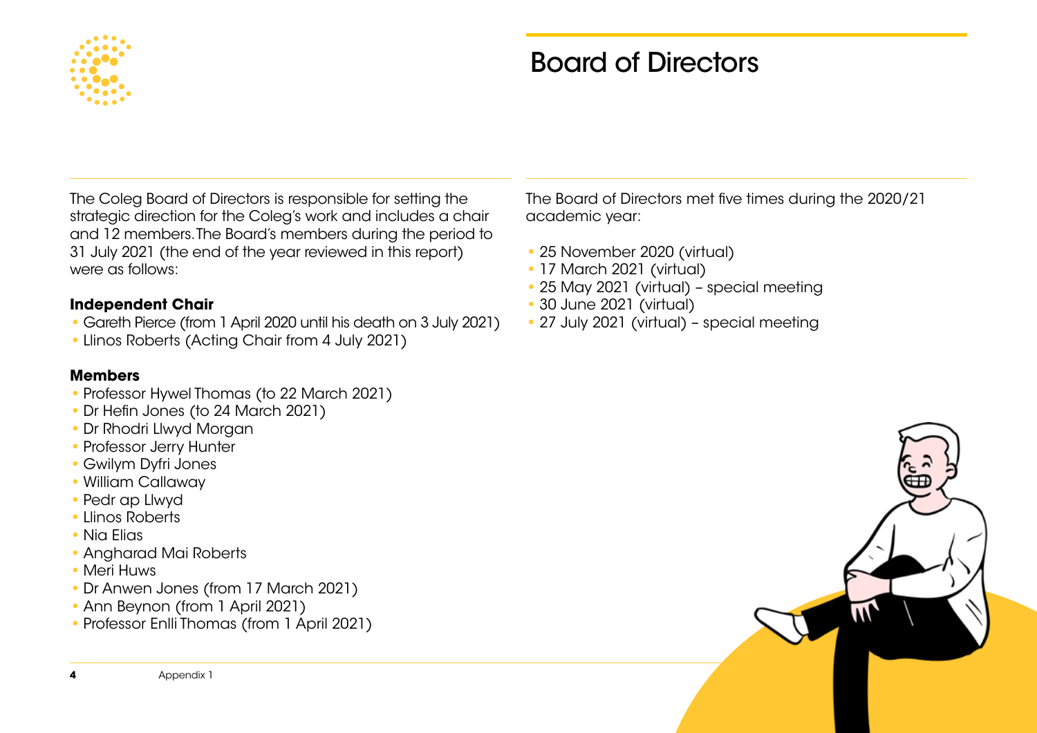# Board of Directors

The Coleg Board of Directors is responsible for setting the strategic direction for the Coleg's work and includes a chair and 12 members. The Board's members during the period to 31 July 2021 (the end of the year reviewed in this report) were as follows:

**Independent Chair**

- Gareth Pierce (from 1 April 2020 until his death on 3 July 2021)
- Llinos Roberts (Acting Chair from 4 July 2021)

**Members**

- Professor Hywel Thomas (to 22 March 2021)
- Dr Hefin Jones (to 24 March 2021)
- Dr Rhodri Llwyd Morgan
- Professor Jerry Hunter
- Gwilym Dyfri Jones
- William Callaway
- Pedr ap Llwyd
- Llinos Roberts
- Nia Elias
- Angharad Mai Roberts
- Meri Huws
- Dr Anwen Jones (from 17 March 2021)
- Ann Beynon (from 1 April 2021)
- Professor Enlli Thomas (from 1 April 2021)

The Board of Directors met five times during the 2020/21 academic year:

- 25 November 2020 (virtual)
- 17 March 2021 (virtual)
- 25 May 2021 (virtual) – special meeting
- 30 June 2021 (virtual)
- 27 July 2021 (virtual) – special meeting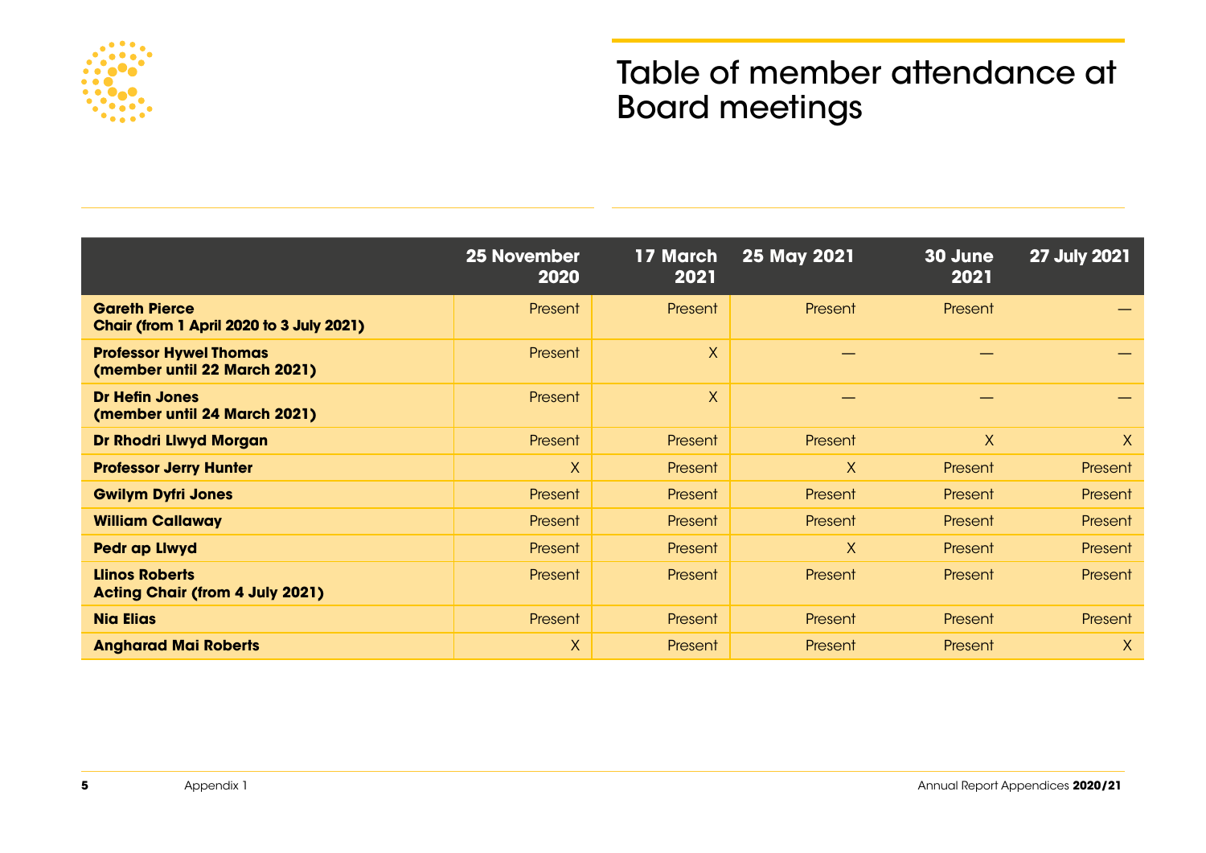# Table of member attendance at Board meetings

| | 25 November 2020 | 17 March 2021 | 25 May 2021 | 30 June 2021 | 27 July 2021 |
|---|---|---|---|---|---|
| **Gareth Pierce**<br>**Chair (from 1 April 2020 to 3 July 2021)** | Present | Present | Present | Present | — |
| **Professor Hywel Thomas**<br>**(member until 22 March 2021)** | Present | X | — | — | — |
| **Dr Hefin Jones**<br>**(member until 24 March 2021)** | Present | X | — | — | — |
| **Dr Rhodri Llwyd Morgan** | Present | Present | Present | X | X |
| **Professor Jerry Hunter** | X | Present | X | Present | Present |
| **Gwilym Dyfri Jones** | Present | Present | Present | Present | Present |
| **William Callaway** | Present | Present | Present | Present | Present |
| **Pedr ap Llwyd** | Present | Present | X | Present | Present |
| **Llinos Roberts**<br>**Acting Chair (from 4 July 2021)** | Present | Present | Present | Present | Present |
| **Nia Elias** | Present | Present | Present | Present | Present |
| **Angharad Mai Roberts** | X | Present | Present | Present | X |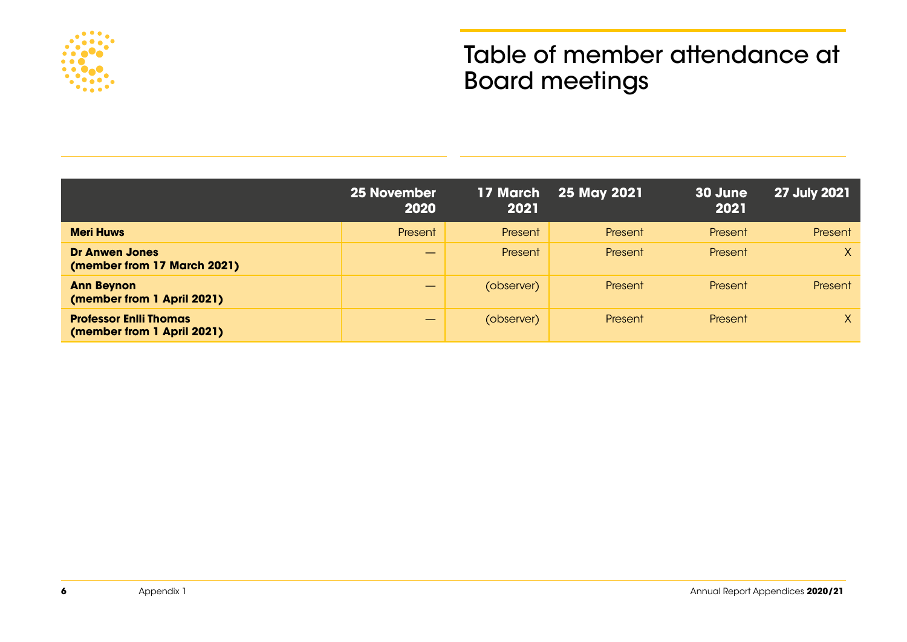# Table of member attendance at Board meetings

| | 25 November 2020 | 17 March 2021 | 25 May 2021 | 30 June 2021 | 27 July 2021 |
|---|---|---|---|---|---|
| **Meri Huws** | Present | Present | Present | Present | Present |
| **Dr Anwen Jones (member from 17 March 2021)** | — | Present | Present | Present | X |
| **Ann Beynon (member from 1 April 2021)** | — | (observer) | Present | Present | Present |
| **Professor Enlli Thomas (member from 1 April 2021)** | — | (observer) | Present | Present | X |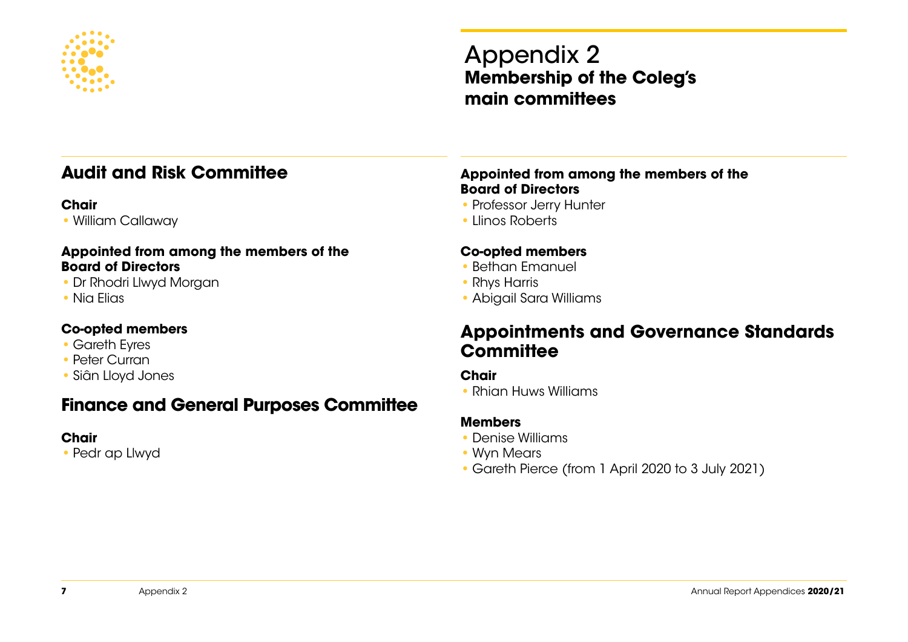# Appendix 2
## Membership of the Coleg's main committees

## Audit and Risk Committee

**Chair**
- William Callaway

**Appointed from among the members of the Board of Directors**
- Dr Rhodri Llwyd Morgan
- Nia Elias

**Co-opted members**
- Gareth Eyres
- Peter Curran
- Siân Lloyd Jones

## Finance and General Purposes Committee

**Chair**
- Pedr ap Llwyd

**Appointed from among the members of the Board of Directors**
- Professor Jerry Hunter
- Llinos Roberts

**Co-opted members**
- Bethan Emanuel
- Rhys Harris
- Abigail Sara Williams

## Appointments and Governance Standards Committee

**Chair**
- Rhian Huws Williams

**Members**
- Denise Williams
- Wyn Mears
- Gareth Pierce (from 1 April 2020 to 3 July 2021)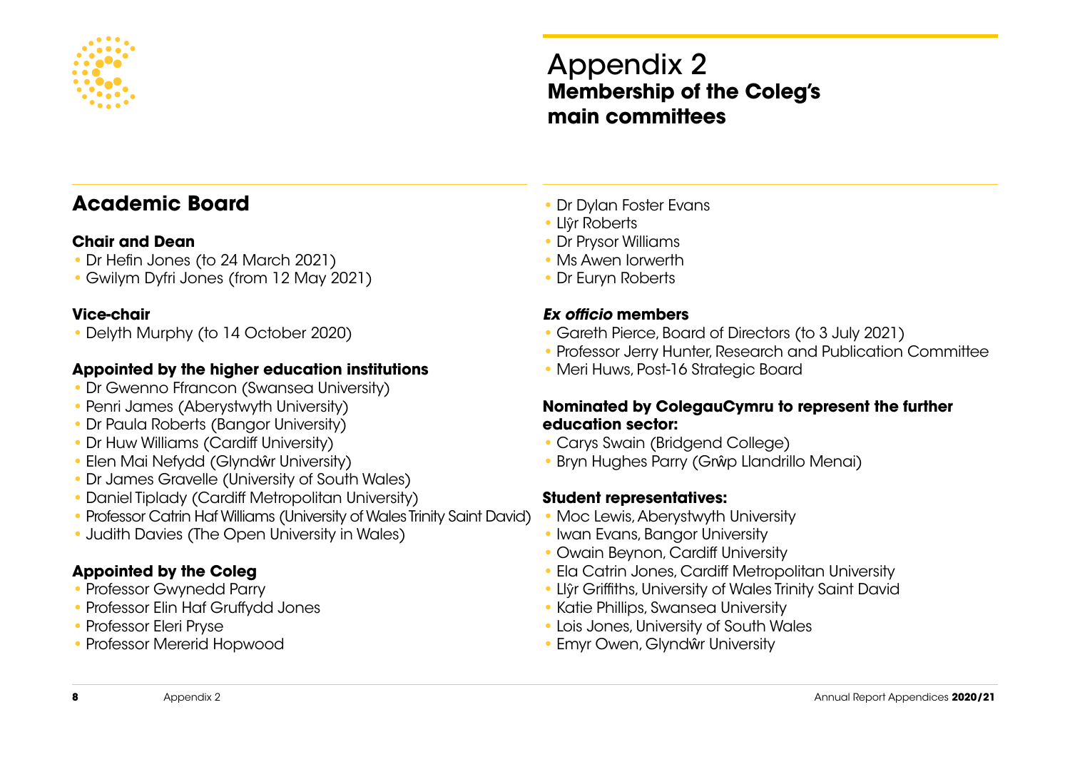# Appendix 2
## Membership of the Coleg's main committees

## Academic Board

### Chair and Dean

- Dr Hefin Jones (to 24 March 2021)
- Gwilym Dyfri Jones (from 12 May 2021)

### Vice-chair

- Delyth Murphy (to 14 October 2020)

### Appointed by the higher education institutions

- Dr Gwenno Ffrancon (Swansea University)
- Penri James (Aberystwyth University)
- Dr Paula Roberts (Bangor University)
- Dr Huw Williams (Cardiff University)
- Elen Mai Nefydd (Glyndŵr University)
- Dr James Gravelle (University of South Wales)
- Daniel Tiplady (Cardiff Metropolitan University)
- Professor Catrin Haf Williams (University of Wales Trinity Saint David)
- Judith Davies (The Open University in Wales)

### Appointed by the Coleg

- Professor Gwynedd Parry
- Professor Elin Haf Gruffydd Jones
- Professor Eleri Pryse
- Professor Mererid Hopwood
- Dr Dylan Foster Evans
- Llŷr Roberts
- Dr Prysor Williams
- Ms Awen Iorwerth
- Dr Euryn Roberts

### *Ex officio* members

- Gareth Pierce, Board of Directors (to 3 July 2021)
- Professor Jerry Hunter, Research and Publication Committee
- Meri Huws, Post-16 Strategic Board

### Nominated by ColegauCymru to represent the further education sector:

- Carys Swain (Bridgend College)
- Bryn Hughes Parry (Grŵp Llandrillo Menai)

### Student representatives:

- Moc Lewis, Aberystwyth University
- Iwan Evans, Bangor University
- Owain Beynon, Cardiff University
- Ela Catrin Jones, Cardiff Metropolitan University
- Llŷr Griffiths, University of Wales Trinity Saint David
- Katie Phillips, Swansea University
- Lois Jones, University of South Wales
- Emyr Owen, Glyndŵr University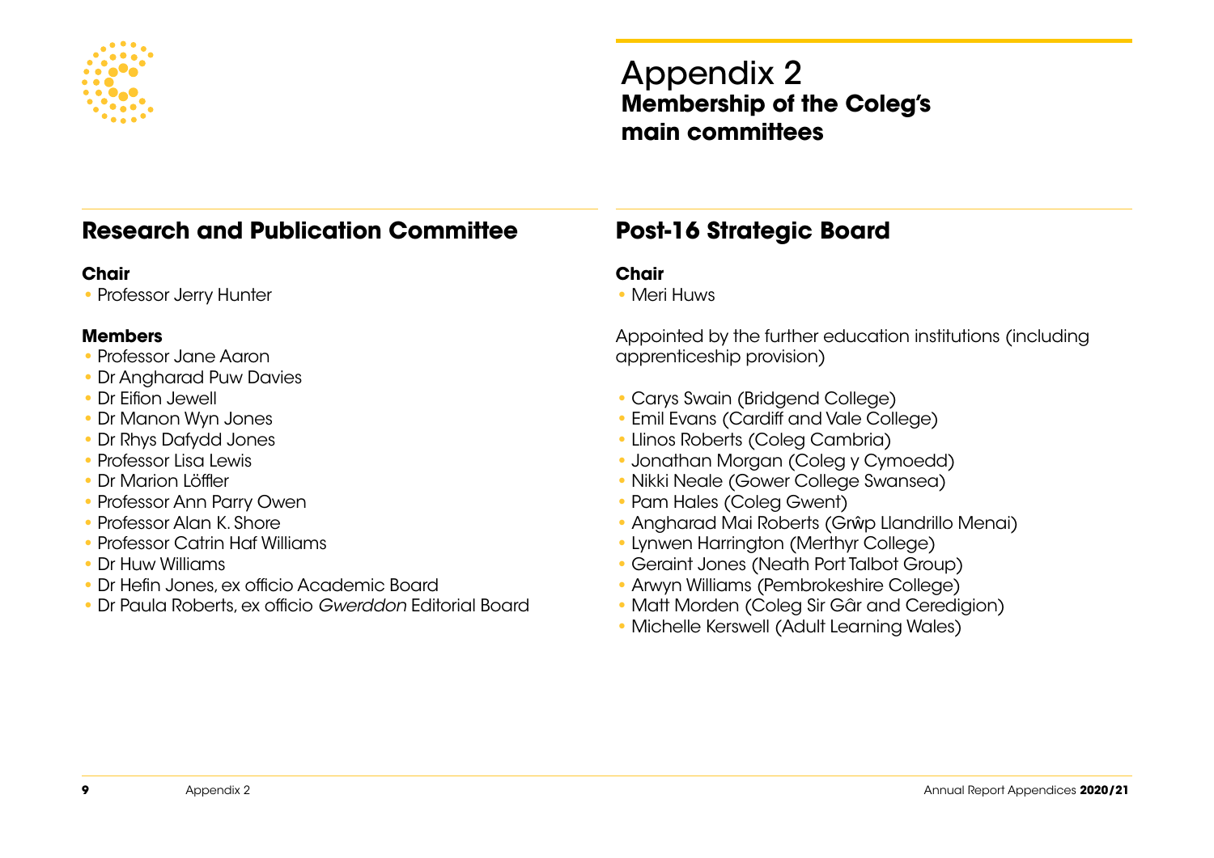# Appendix 2
## Membership of the Coleg's main committees

## Research and Publication Committee

### Chair
- Professor Jerry Hunter

### Members
- Professor Jane Aaron
- Dr Angharad Puw Davies
- Dr Eifion Jewell
- Dr Manon Wyn Jones
- Dr Rhys Dafydd Jones
- Professor Lisa Lewis
- Dr Marion Löffler
- Professor Ann Parry Owen
- Professor Alan K. Shore
- Professor Catrin Haf Williams
- Dr Huw Williams
- Dr Hefin Jones, ex officio Academic Board
- Dr Paula Roberts, ex officio *Gwerddon* Editorial Board

## Post-16 Strategic Board

### Chair
- Meri Huws

Appointed by the further education institutions (including apprenticeship provision)

- Carys Swain (Bridgend College)
- Emil Evans (Cardiff and Vale College)
- Llinos Roberts (Coleg Cambria)
- Jonathan Morgan (Coleg y Cymoedd)
- Nikki Neale (Gower College Swansea)
- Pam Hales (Coleg Gwent)
- Angharad Mai Roberts (Grŵp Llandrillo Menai)
- Lynwen Harrington (Merthyr College)
- Geraint Jones (Neath Port Talbot Group)
- Arwyn Williams (Pembrokeshire College)
- Matt Morden (Coleg Sir Gâr and Ceredigion)
- Michelle Kerswell (Adult Learning Wales)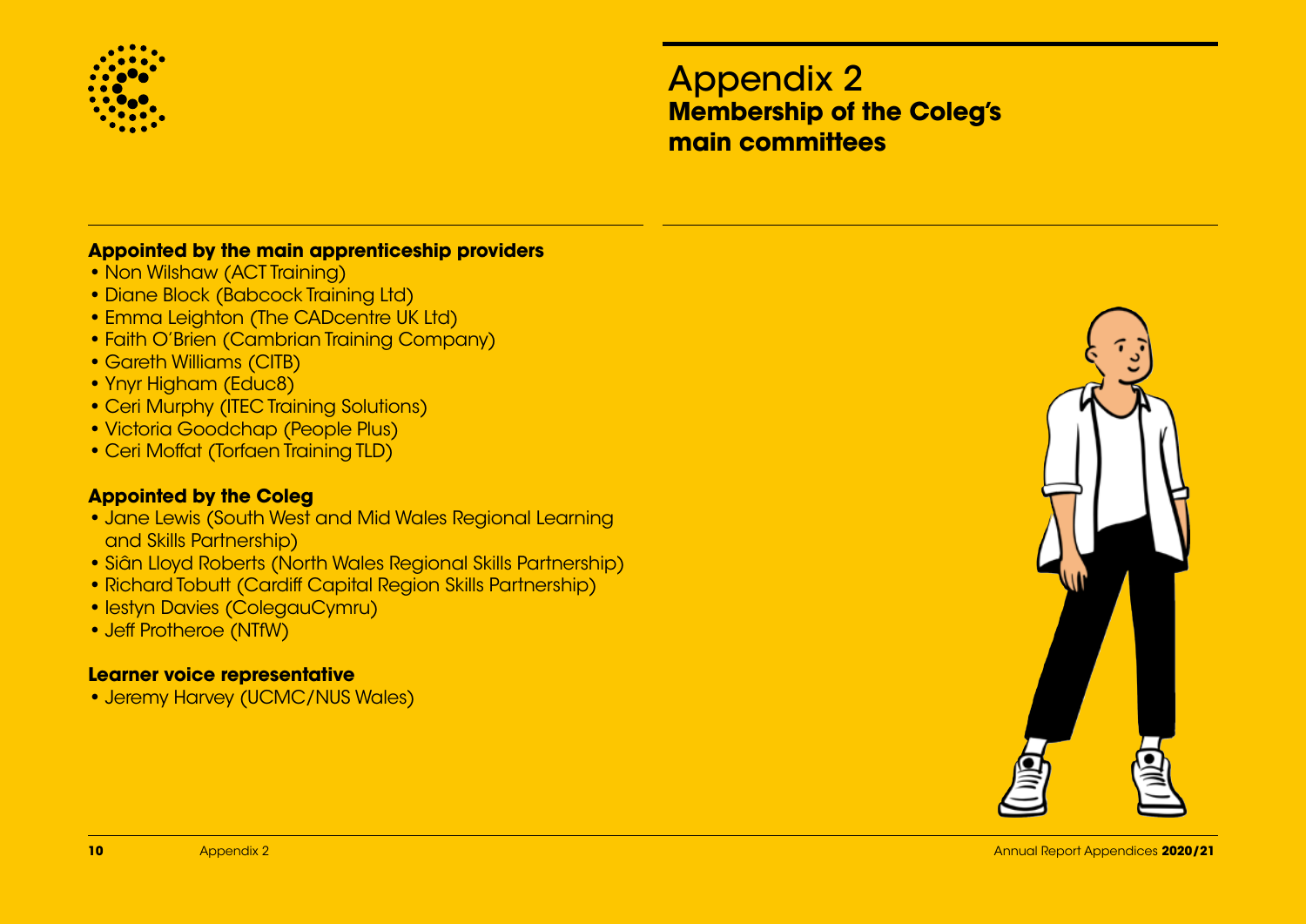# Appendix 2

## Membership of the Coleg's main committees

### Appointed by the main apprenticeship providers

- Non Wilshaw (ACT Training)
- Diane Block (Babcock Training Ltd)
- Emma Leighton (The CADcentre UK Ltd)
- Faith O'Brien (Cambrian Training Company)
- Gareth Williams (CITB)
- Ynyr Higham (Educ8)
- Ceri Murphy (ITEC Training Solutions)
- Victoria Goodchap (People Plus)
- Ceri Moffat (Torfaen Training TLD)

### Appointed by the Coleg

- Jane Lewis (South West and Mid Wales Regional Learning and Skills Partnership)
- Siân Lloyd Roberts (North Wales Regional Skills Partnership)
- Richard Tobutt (Cardiff Capital Region Skills Partnership)
- Iestyn Davies (ColegauCymru)
- Jeff Protheroe (NTfW)

### Learner voice representative

- Jeremy Harvey (UCMC/NUS Wales)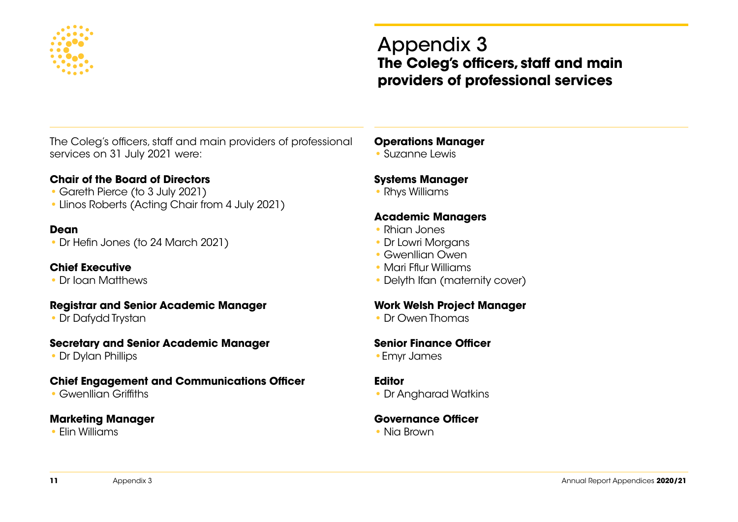# Appendix 3

## The Coleg's officers, staff and main providers of professional services

The Coleg's officers, staff and main providers of professional services on 31 July 2021 were:

### Chair of the Board of Directors
- Gareth Pierce (to 3 July 2021)
- Llinos Roberts (Acting Chair from 4 July 2021)

### Dean
- Dr Hefin Jones (to 24 March 2021)

### Chief Executive
- Dr Ioan Matthews

### Registrar and Senior Academic Manager
- Dr Dafydd Trystan

### Secretary and Senior Academic Manager
- Dr Dylan Phillips

### Chief Engagement and Communications Officer
- Gwenllian Griffiths

### Marketing Manager
- Elin Williams

### Operations Manager
- Suzanne Lewis

### Systems Manager
- Rhys Williams

### Academic Managers
- Rhian Jones
- Dr Lowri Morgans
- Gwenllian Owen
- Mari Fflur Williams
- Delyth Ifan (maternity cover)

### Work Welsh Project Manager
- Dr Owen Thomas

### Senior Finance Officer
- Emyr James

### Editor
- Dr Angharad Watkins

### Governance Officer
- Nia Brown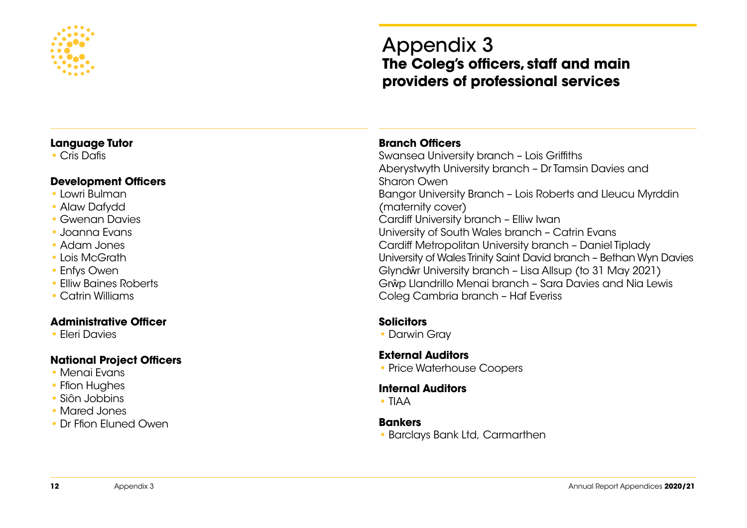# Appendix 3

## The Coleg's officers, staff and main providers of professional services

### Language Tutor

- Cris Dafis

### Development Officers

- Lowri Bulman
- Alaw Dafydd
- Gwenan Davies
- Joanna Evans
- Adam Jones
- Lois McGrath
- Enfys Owen
- Elliw Baines Roberts
- Catrin Williams

### Administrative Officer

- Eleri Davies

### National Project Officers

- Menai Evans
- Ffion Hughes
- Siôn Jobbins
- Mared Jones
- Dr Ffion Eluned Owen

### Branch Officers

Swansea University branch – Lois Griffiths
Aberystwyth University branch – Dr Tamsin Davies and Sharon Owen
Bangor University Branch – Lois Roberts and Lleucu Myrddin (maternity cover)
Cardiff University branch – Elliw Iwan
University of South Wales branch – Catrin Evans
Cardiff Metropolitan University branch – Daniel Tiplady
University of Wales Trinity Saint David branch – Bethan Wyn Davies
Glyndŵr University branch – Lisa Allsup (to 31 May 2021)
Grŵp Llandrillo Menai branch – Sara Davies and Nia Lewis
Coleg Cambria branch – Haf Everiss

### Solicitors

- Darwin Gray

### External Auditors

- Price Waterhouse Coopers

### Internal Auditors

- TIAA

### Bankers

- Barclays Bank Ltd, Carmarthen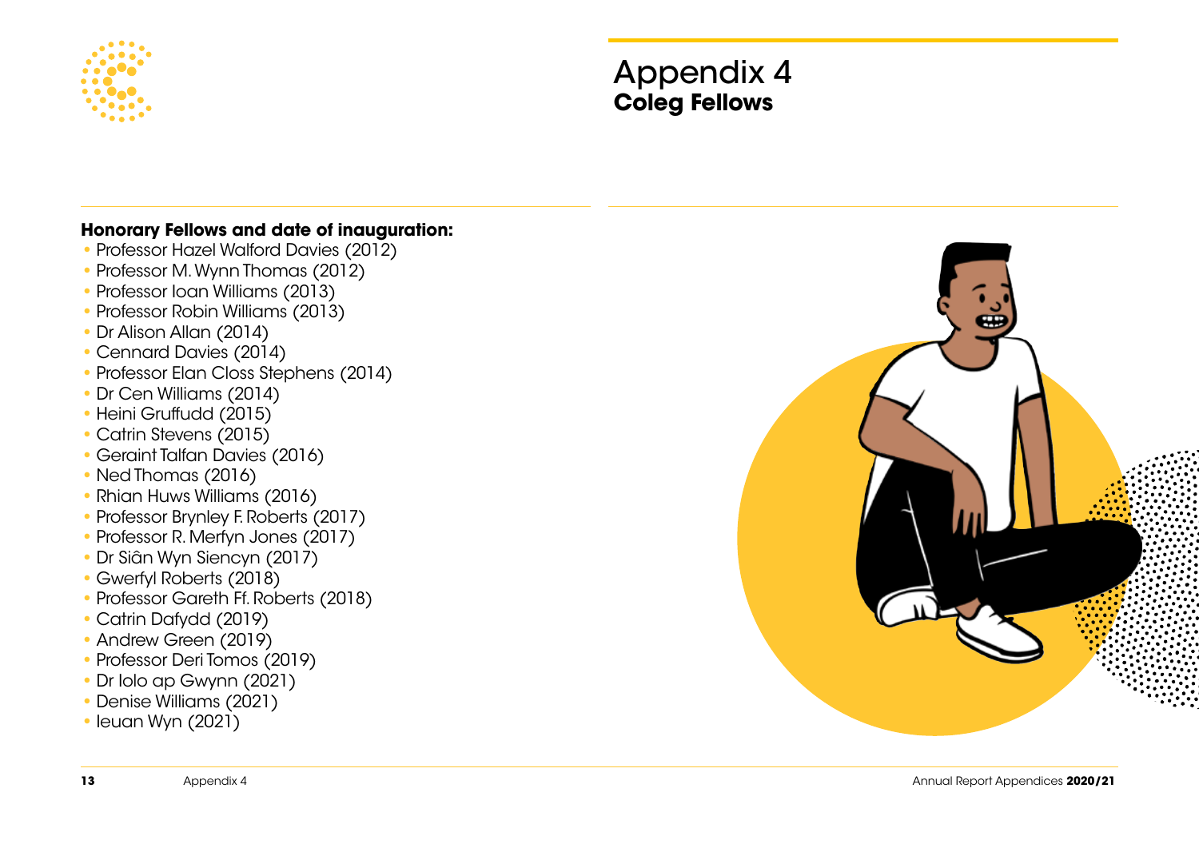# Appendix 4
## Coleg Fellows

**Honorary Fellows and date of inauguration:**

- Professor Hazel Walford Davies (2012)
- Professor M. Wynn Thomas (2012)
- Professor Ioan Williams (2013)
- Professor Robin Williams (2013)
- Dr Alison Allan (2014)
- Cennard Davies (2014)
- Professor Elan Closs Stephens (2014)
- Dr Cen Williams (2014)
- Heini Gruffudd (2015)
- Catrin Stevens (2015)
- Geraint Talfan Davies (2016)
- Ned Thomas (2016)
- Rhian Huws Williams (2016)
- Professor Brynley F. Roberts (2017)
- Professor R. Merfyn Jones (2017)
- Dr Siân Wyn Siencyn (2017)
- Gwerfyl Roberts (2018)
- Professor Gareth Ff. Roberts (2018)
- Catrin Dafydd (2019)
- Andrew Green (2019)
- Professor Deri Tomos (2019)
- Dr Iolo ap Gwynn (2021)
- Denise Williams (2021)
- Ieuan Wyn (2021)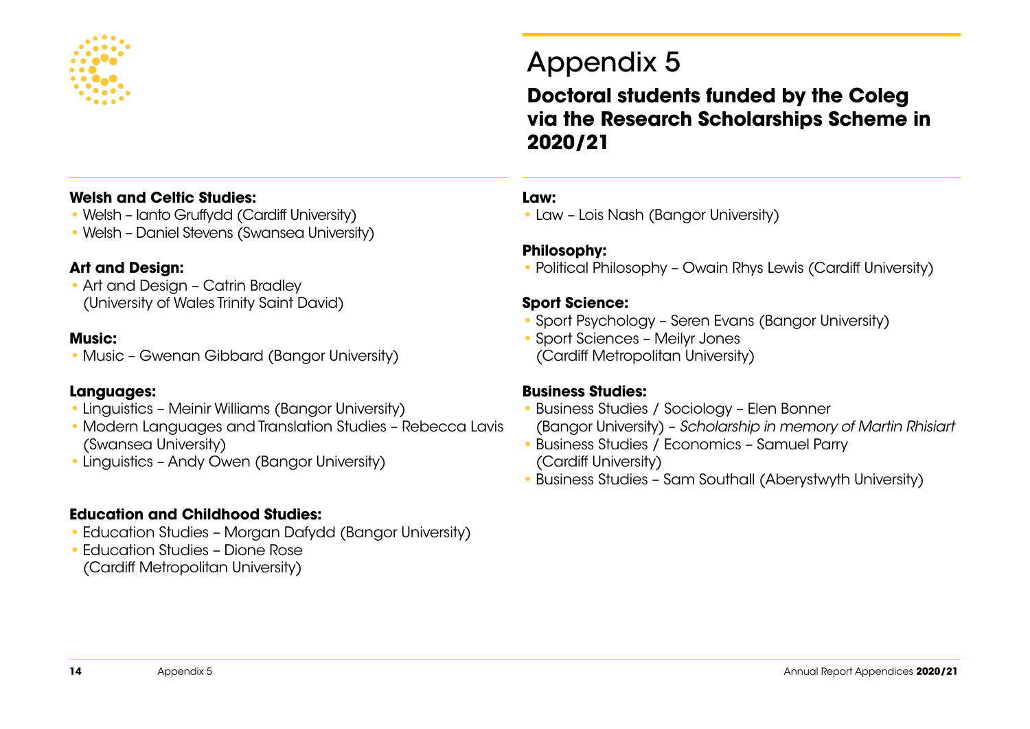# Appendix 5

## Doctoral students funded by the Coleg via the Research Scholarships Scheme in 2020/21

**Welsh and Celtic Studies:**

- Welsh – Ianto Gruffydd (Cardiff University)
- Welsh – Daniel Stevens (Swansea University)

**Art and Design:**

- Art and Design – Catrin Bradley (University of Wales Trinity Saint David)

**Music:**

- Music – Gwenan Gibbard (Bangor University)

**Languages:**

- Linguistics – Meinir Williams (Bangor University)
- Modern Languages and Translation Studies – Rebecca Lavis (Swansea University)
- Linguistics – Andy Owen (Bangor University)

**Education and Childhood Studies:**

- Education Studies – Morgan Dafydd (Bangor University)
- Education Studies – Dione Rose (Cardiff Metropolitan University)

**Law:**

- Law – Lois Nash (Bangor University)

**Philosophy:**

- Political Philosophy – Owain Rhys Lewis (Cardiff University)

**Sport Science:**

- Sport Psychology – Seren Evans (Bangor University)
- Sport Sciences – Meilyr Jones (Cardiff Metropolitan University)

**Business Studies:**

- Business Studies / Sociology – Elen Bonner (Bangor University) – *Scholarship in memory of Martin Rhisiart*
- Business Studies / Economics – Samuel Parry (Cardiff University)
- Business Studies – Sam Southall (Aberystwyth University)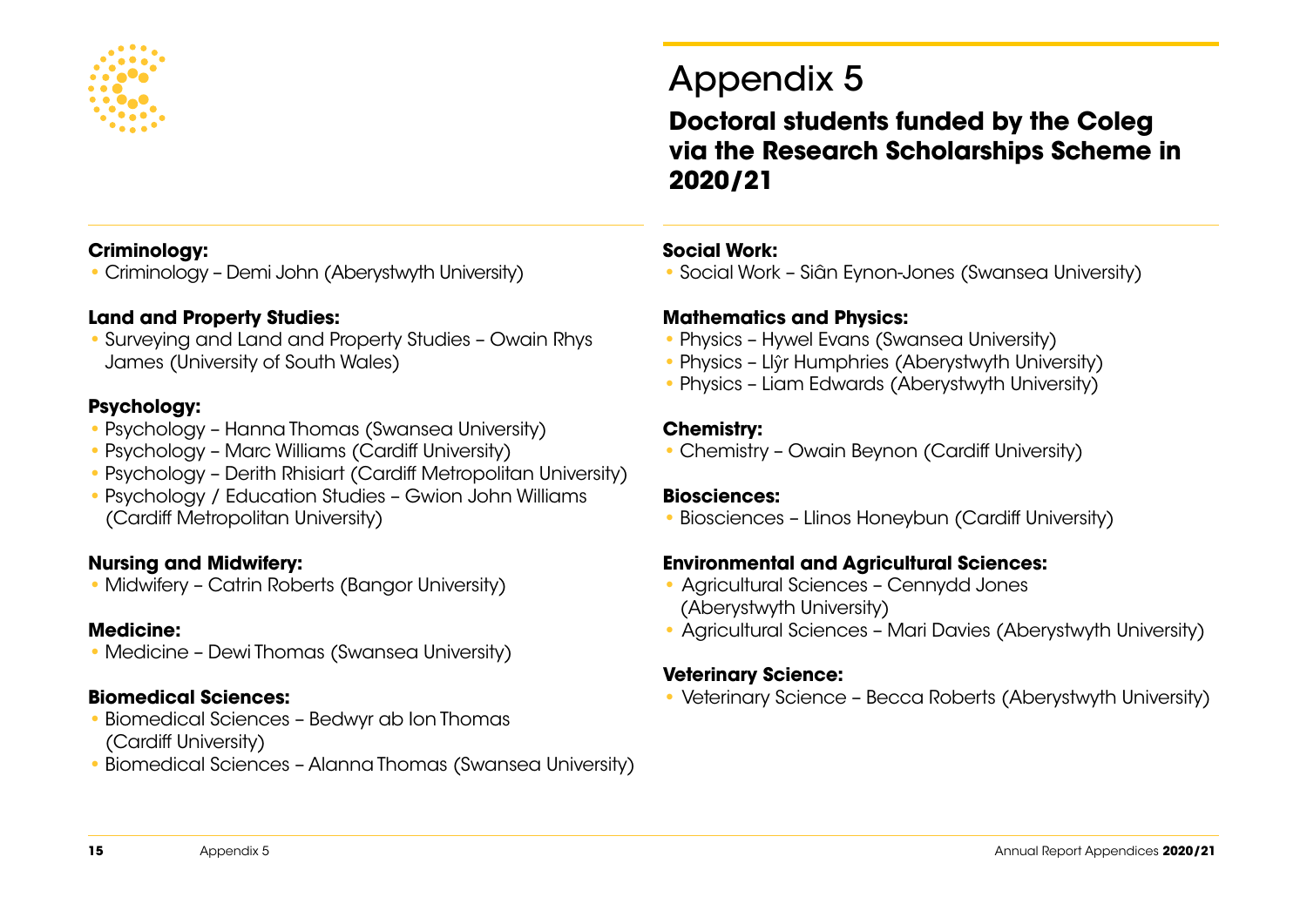# Appendix 5

## Doctoral students funded by the Coleg via the Research Scholarships Scheme in 2020/21

**Criminology:**

- Criminology – Demi John (Aberystwyth University)

**Land and Property Studies:**

- Surveying and Land and Property Studies – Owain Rhys James (University of South Wales)

**Psychology:**

- Psychology – Hanna Thomas (Swansea University)
- Psychology – Marc Williams (Cardiff University)
- Psychology – Derith Rhisiart (Cardiff Metropolitan University)
- Psychology / Education Studies – Gwion John Williams (Cardiff Metropolitan University)

**Nursing and Midwifery:**

- Midwifery – Catrin Roberts (Bangor University)

**Medicine:**

- Medicine – Dewi Thomas (Swansea University)

**Biomedical Sciences:**

- Biomedical Sciences – Bedwyr ab Ion Thomas (Cardiff University)
- Biomedical Sciences – Alanna Thomas (Swansea University)

**Social Work:**

- Social Work – Siân Eynon-Jones (Swansea University)

**Mathematics and Physics:**

- Physics – Hywel Evans (Swansea University)
- Physics – Llŷr Humphries (Aberystwyth University)
- Physics – Liam Edwards (Aberystwyth University)

**Chemistry:**

- Chemistry – Owain Beynon (Cardiff University)

**Biosciences:**

- Biosciences – Llinos Honeybun (Cardiff University)

**Environmental and Agricultural Sciences:**

- Agricultural Sciences – Cennydd Jones (Aberystwyth University)
- Agricultural Sciences – Mari Davies (Aberystwyth University)

**Veterinary Science:**

- Veterinary Science – Becca Roberts (Aberystwyth University)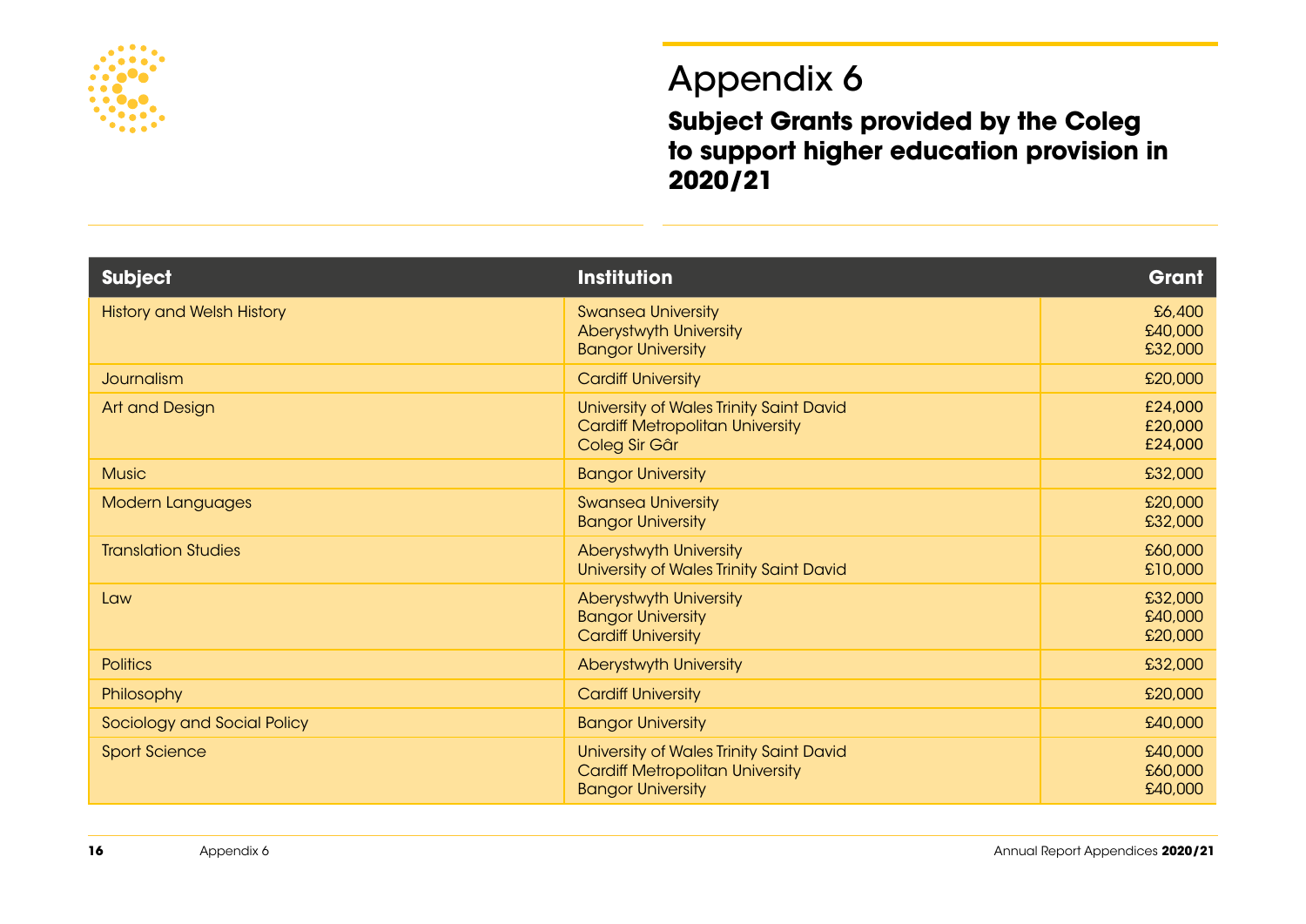# Appendix 6

## Subject Grants provided by the Coleg to support higher education provision in 2020/21

| Subject | Institution | Grant |
|---|---|---|
| History and Welsh History | Swansea University | £6,400 |
| | Aberystwyth University | £40,000 |
| | Bangor University | £32,000 |
| Journalism | Cardiff University | £20,000 |
| Art and Design | University of Wales Trinity Saint David | £24,000 |
| | Cardiff Metropolitan University | £20,000 |
| | Coleg Sir Gâr | £24,000 |
| Music | Bangor University | £32,000 |
| Modern Languages | Swansea University | £20,000 |
| | Bangor University | £32,000 |
| Translation Studies | Aberystwyth University | £60,000 |
| | University of Wales Trinity Saint David | £10,000 |
| Law | Aberystwyth University | £32,000 |
| | Bangor University | £40,000 |
| | Cardiff University | £20,000 |
| Politics | Aberystwyth University | £32,000 |
| Philosophy | Cardiff University | £20,000 |
| Sociology and Social Policy | Bangor University | £40,000 |
| Sport Science | University of Wales Trinity Saint David | £40,000 |
| | Cardiff Metropolitan University | £60,000 |
| | Bangor University | £40,000 |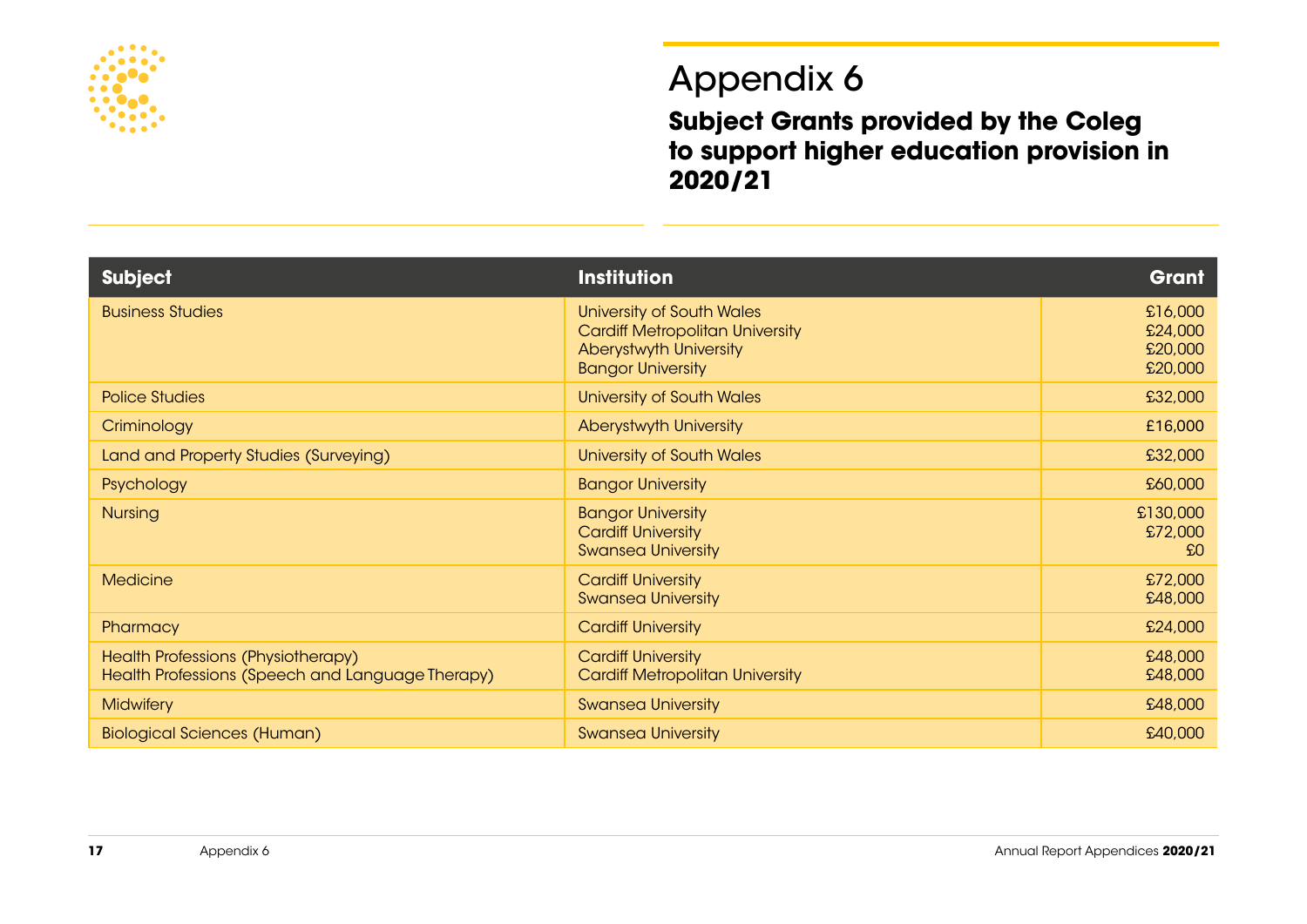# Appendix 6

## Subject Grants provided by the Coleg to support higher education provision in 2020/21

| Subject | Institution | Grant |
|---|---|---|
| Business Studies | University of South Wales<br>Cardiff Metropolitan University<br>Aberystwyth University<br>Bangor University | £16,000<br>£24,000<br>£20,000<br>£20,000 |
| Police Studies | University of South Wales | £32,000 |
| Criminology | Aberystwyth University | £16,000 |
| Land and Property Studies (Surveying) | University of South Wales | £32,000 |
| Psychology | Bangor University | £60,000 |
| Nursing | Bangor University<br>Cardiff University<br>Swansea University | £130,000<br>£72,000<br>£0 |
| Medicine | Cardiff University<br>Swansea University | £72,000<br>£48,000 |
| Pharmacy | Cardiff University | £24,000 |
| Health Professions (Physiotherapy)<br>Health Professions (Speech and Language Therapy) | Cardiff University<br>Cardiff Metropolitan University | £48,000<br>£48,000 |
| Midwifery | Swansea University | £48,000 |
| Biological Sciences (Human) | Swansea University | £40,000 |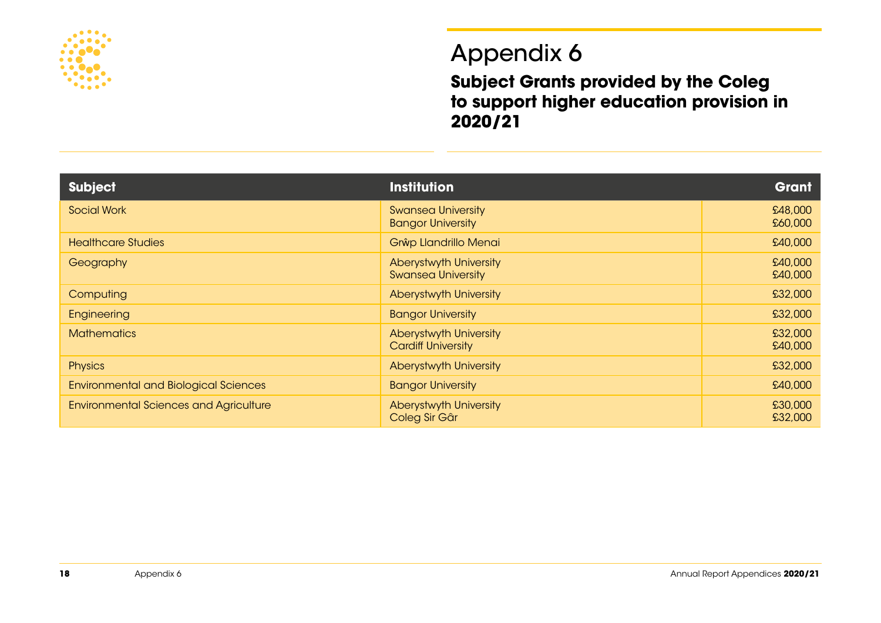# Appendix 6

## Subject Grants provided by the Coleg to support higher education provision in 2020/21

| Subject | Institution | Grant |
|---|---|---|
| Social Work | Swansea University<br>Bangor University | £48,000<br>£60,000 |
| Healthcare Studies | Grŵp Llandrillo Menai | £40,000 |
| Geography | Aberystwyth University<br>Swansea University | £40,000<br>£40,000 |
| Computing | Aberystwyth University | £32,000 |
| Engineering | Bangor University | £32,000 |
| Mathematics | Aberystwyth University<br>Cardiff University | £32,000<br>£40,000 |
| Physics | Aberystwyth University | £32,000 |
| Environmental and Biological Sciences | Bangor University | £40,000 |
| Environmental Sciences and Agriculture | Aberystwyth University<br>Coleg Sir Gâr | £30,000<br>£32,000 |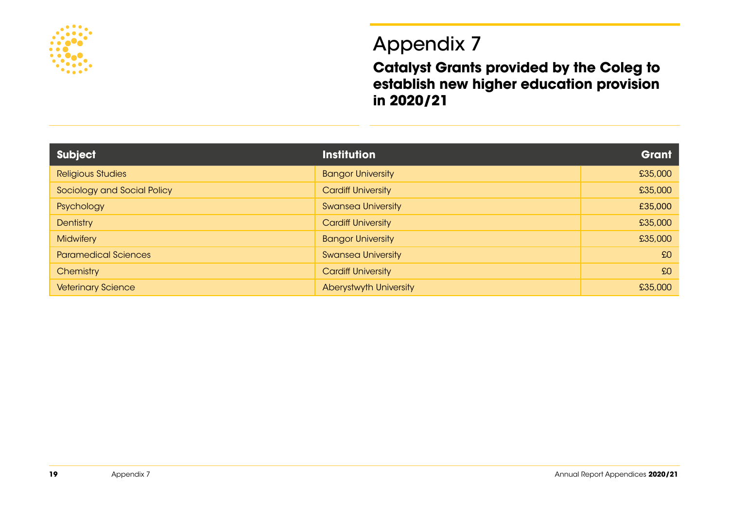# Appendix 7

## Catalyst Grants provided by the Coleg to establish new higher education provision in 2020/21

| Subject | Institution | Grant |
|---|---|---|
| Religious Studies | Bangor University | £35,000 |
| Sociology and Social Policy | Cardiff University | £35,000 |
| Psychology | Swansea University | £35,000 |
| Dentistry | Cardiff University | £35,000 |
| Midwifery | Bangor University | £35,000 |
| Paramedical Sciences | Swansea University | £0 |
| Chemistry | Cardiff University | £0 |
| Veterinary Science | Aberystwyth University | £35,000 |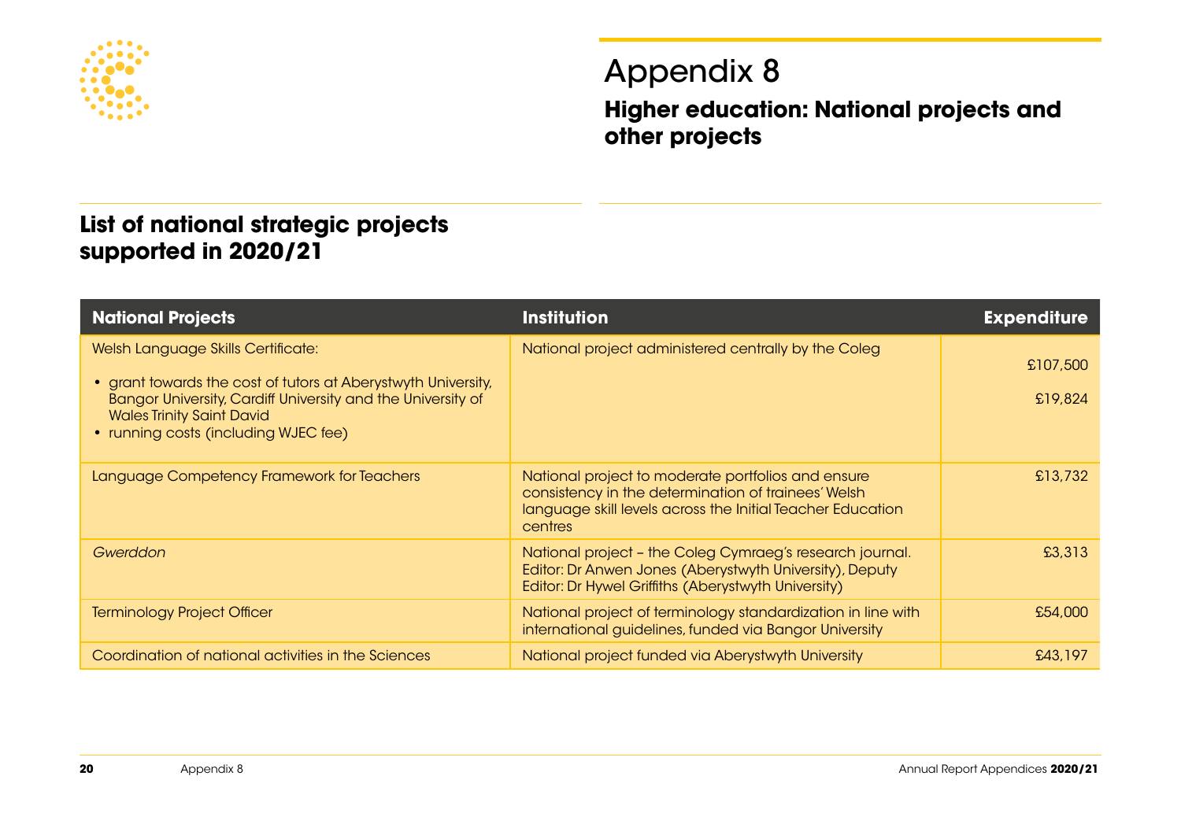# Appendix 8

## Higher education: National projects and other projects

## List of national strategic projects supported in 2020/21

| National Projects | Institution | Expenditure |
|---|---|---|
| Welsh Language Skills Certificate:<br>• grant towards the cost of tutors at Aberystwyth University, Bangor University, Cardiff University and the University of Wales Trinity Saint David<br>• running costs (including WJEC fee) | National project administered centrally by the Coleg | £107,500<br>£19,824 |
| Language Competency Framework for Teachers | National project to moderate portfolios and ensure consistency in the determination of trainees' Welsh language skill levels across the Initial Teacher Education centres | £13,732 |
| *Gwerddon* | National project – the Coleg Cymraeg's research journal. Editor: Dr Anwen Jones (Aberystwyth University), Deputy Editor: Dr Hywel Griffiths (Aberystwyth University) | £3,313 |
| Terminology Project Officer | National project of terminology standardization in line with international guidelines, funded via Bangor University | £54,000 |
| Coordination of national activities in the Sciences | National project funded via Aberystwyth University | £43,197 |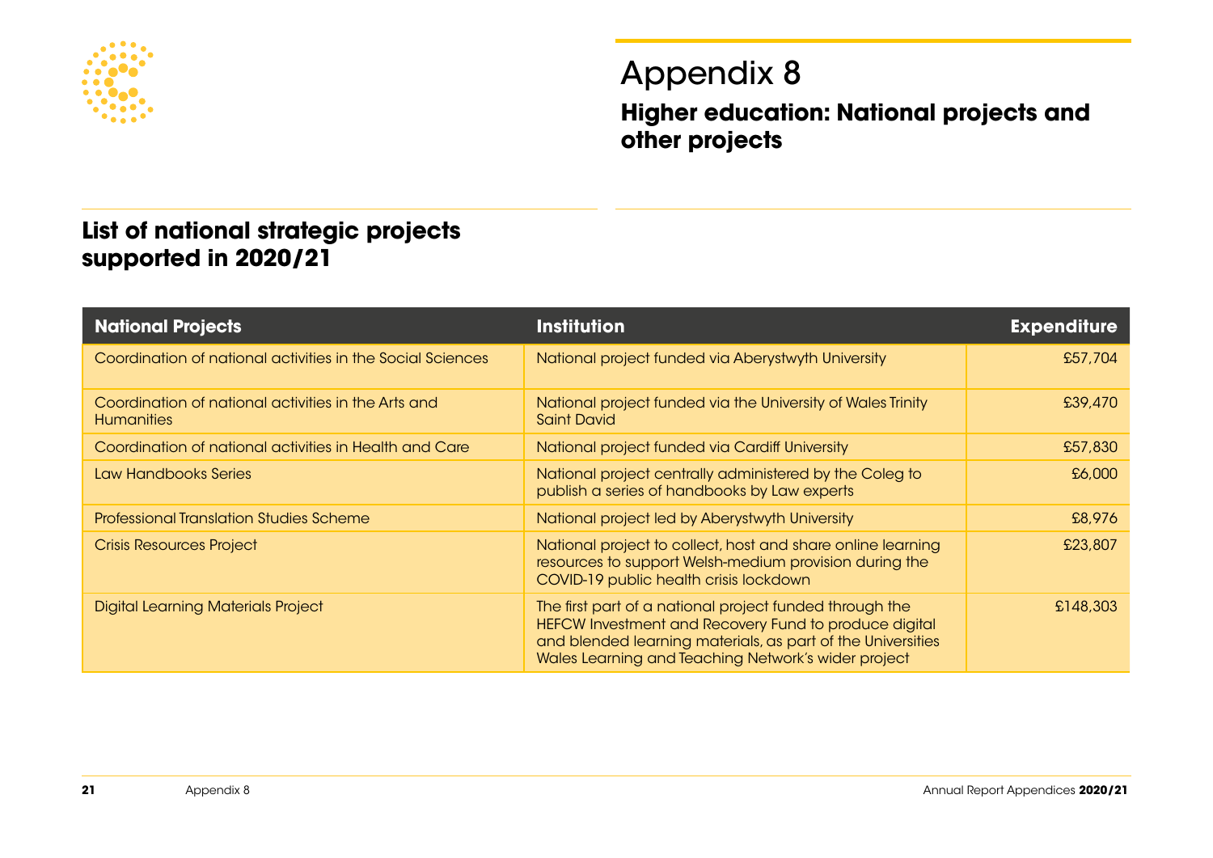# Appendix 8

## Higher education: National projects and other projects

## List of national strategic projects supported in 2020/21

| National Projects | Institution | Expenditure |
|---|---|---|
| Coordination of national activities in the Social Sciences | National project funded via Aberystwyth University | £57,704 |
| Coordination of national activities in the Arts and Humanities | National project funded via the University of Wales Trinity Saint David | £39,470 |
| Coordination of national activities in Health and Care | National project funded via Cardiff University | £57,830 |
| Law Handbooks Series | National project centrally administered by the Coleg to publish a series of handbooks by Law experts | £6,000 |
| Professional Translation Studies Scheme | National project led by Aberystwyth University | £8,976 |
| Crisis Resources Project | National project to collect, host and share online learning resources to support Welsh-medium provision during the COVID-19 public health crisis lockdown | £23,807 |
| Digital Learning Materials Project | The first part of a national project funded through the HEFCW Investment and Recovery Fund to produce digital and blended learning materials, as part of the Universities Wales Learning and Teaching Network's wider project | £148,303 |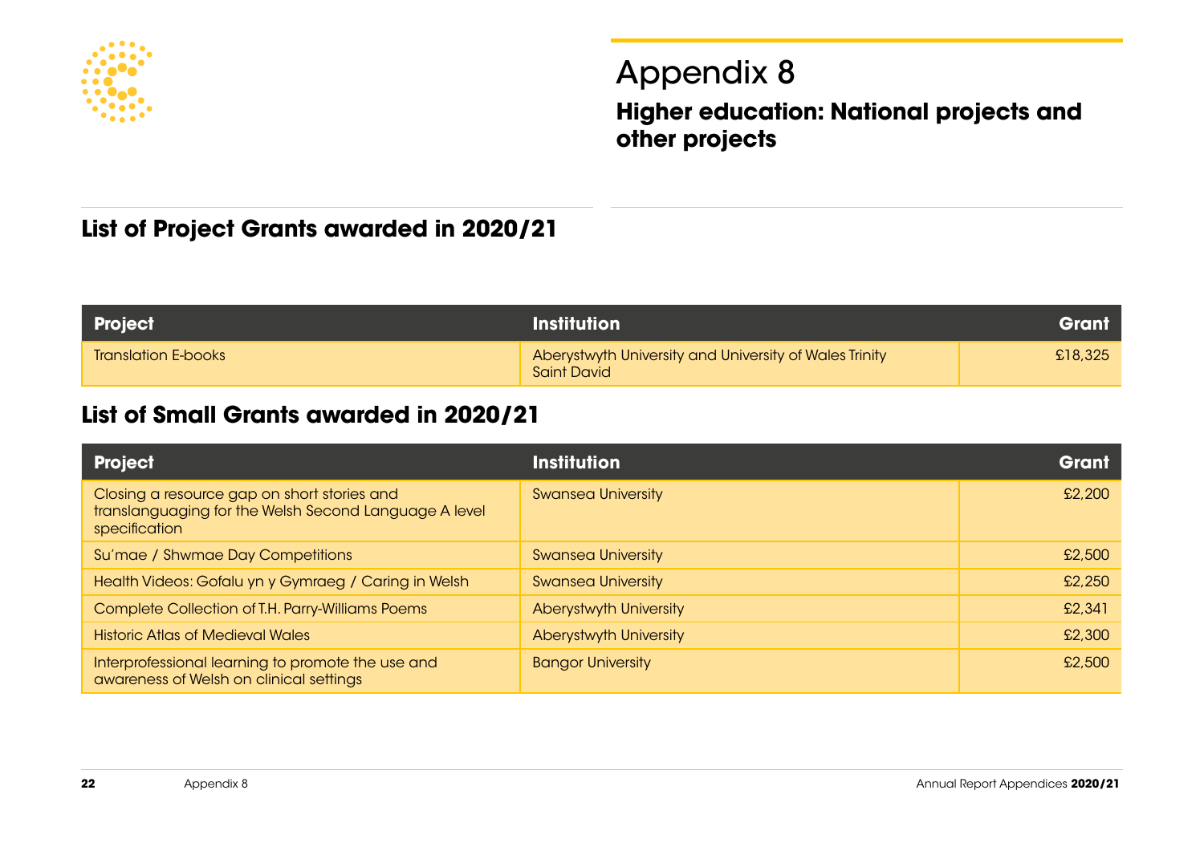# Appendix 8

## Higher education: National projects and other projects

## List of Project Grants awarded in 2020/21

| Project | Institution | Grant |
|---|---|---|
| Translation E-books | Aberystwyth University and University of Wales Trinity Saint David | £18,325 |

## List of Small Grants awarded in 2020/21

| Project | Institution | Grant |
|---|---|---|
| Closing a resource gap on short stories and translanguaging for the Welsh Second Language A level specification | Swansea University | £2,200 |
| Su'mae / Shwmae Day Competitions | Swansea University | £2,500 |
| Health Videos: Gofalu yn y Gymraeg / Caring in Welsh | Swansea University | £2,250 |
| Complete Collection of T.H. Parry-Williams Poems | Aberystwyth University | £2,341 |
| Historic Atlas of Medieval Wales | Aberystwyth University | £2,300 |
| Interprofessional learning to promote the use and awareness of Welsh on clinical settings | Bangor University | £2,500 |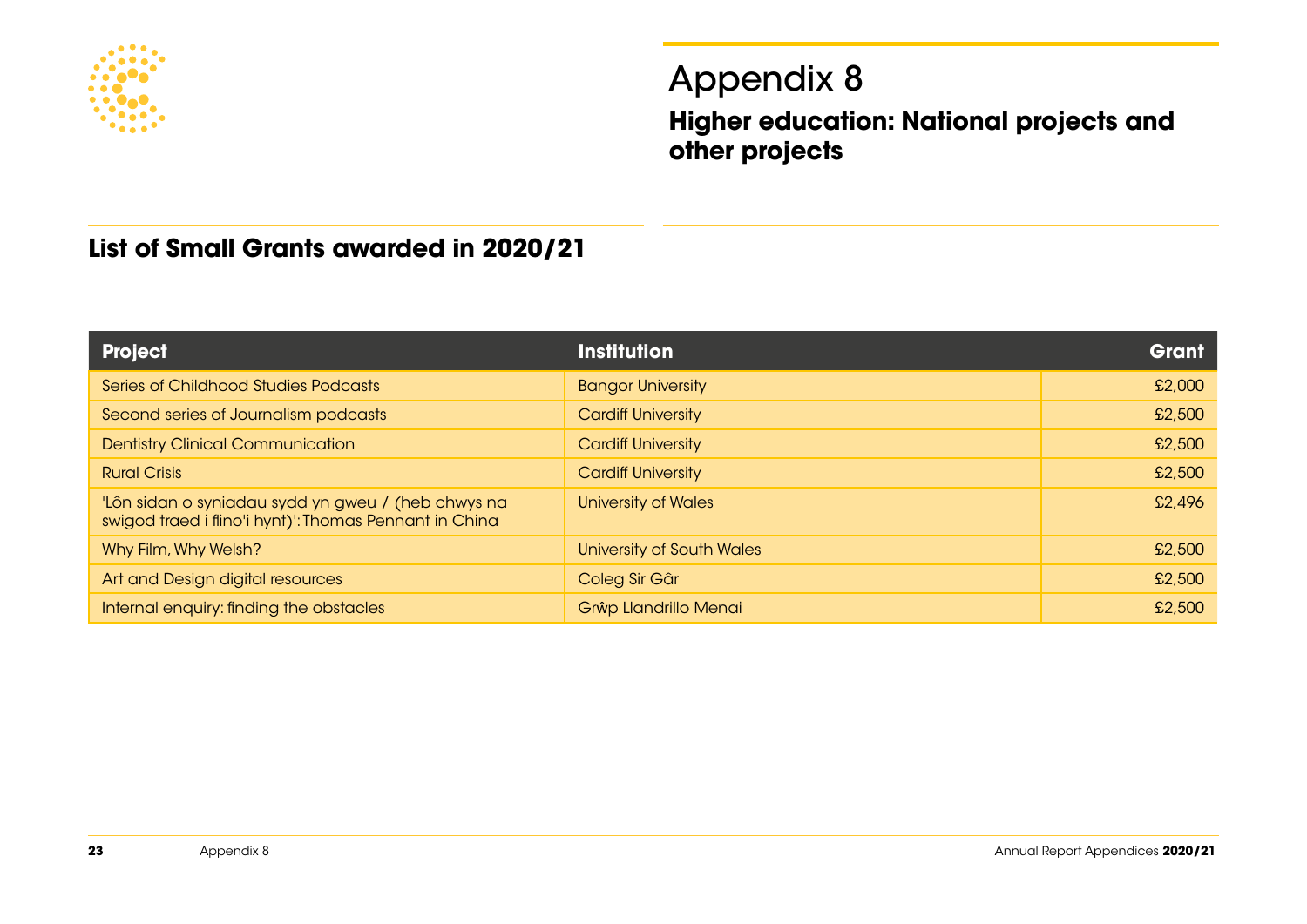# Appendix 8

## Higher education: National projects and other projects

## List of Small Grants awarded in 2020/21

| Project | Institution | Grant |
|---|---|---|
| Series of Childhood Studies Podcasts | Bangor University | £2,000 |
| Second series of Journalism podcasts | Cardiff University | £2,500 |
| Dentistry Clinical Communication | Cardiff University | £2,500 |
| Rural Crisis | Cardiff University | £2,500 |
| 'Lôn sidan o syniadau sydd yn gweu / (heb chwys na swigod traed i flino'i hynt)': Thomas Pennant in China | University of Wales | £2,496 |
| Why Film, Why Welsh? | University of South Wales | £2,500 |
| Art and Design digital resources | Coleg Sir Gâr | £2,500 |
| Internal enquiry: finding the obstacles | Grŵp Llandrillo Menai | £2,500 |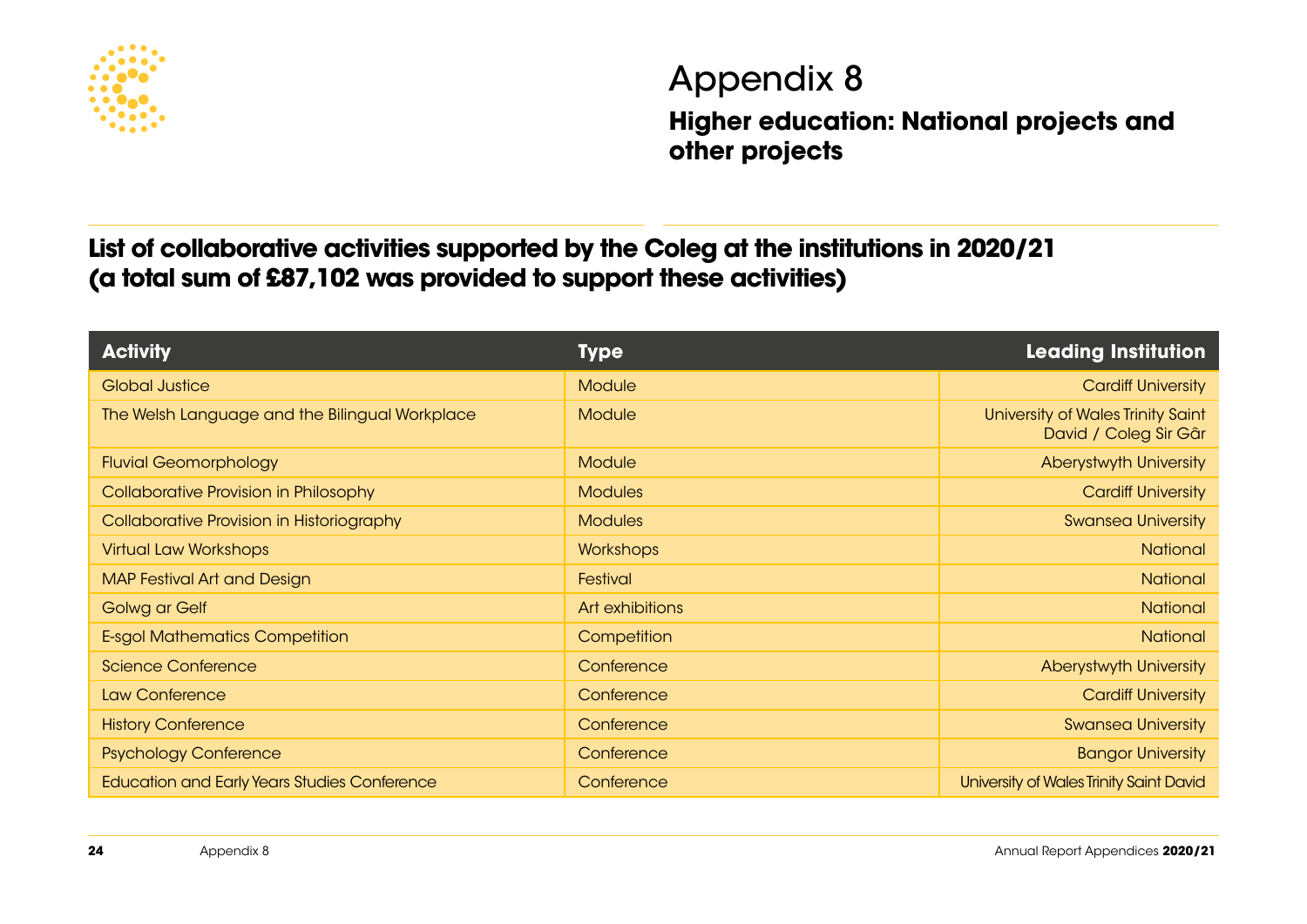# Appendix 8

## Higher education: National projects and other projects

### List of collaborative activities supported by the Coleg at the institutions in 2020/21 (a total sum of £87,102 was provided to support these activities)

| Activity | Type | Leading Institution |
|---|---|---|
| Global Justice | Module | Cardiff University |
| The Welsh Language and the Bilingual Workplace | Module | University of Wales Trinity Saint David / Coleg Sir Gâr |
| Fluvial Geomorphology | Module | Aberystwyth University |
| Collaborative Provision in Philosophy | Modules | Cardiff University |
| Collaborative Provision in Historiography | Modules | Swansea University |
| Virtual Law Workshops | Workshops | National |
| MAP Festival Art and Design | Festival | National |
| Golwg ar Gelf | Art exhibitions | National |
| E-sgol Mathematics Competition | Competition | National |
| Science Conference | Conference | Aberystwyth University |
| Law Conference | Conference | Cardiff University |
| History Conference | Conference | Swansea University |
| Psychology Conference | Conference | Bangor University |
| Education and Early Years Studies Conference | Conference | University of Wales Trinity Saint David |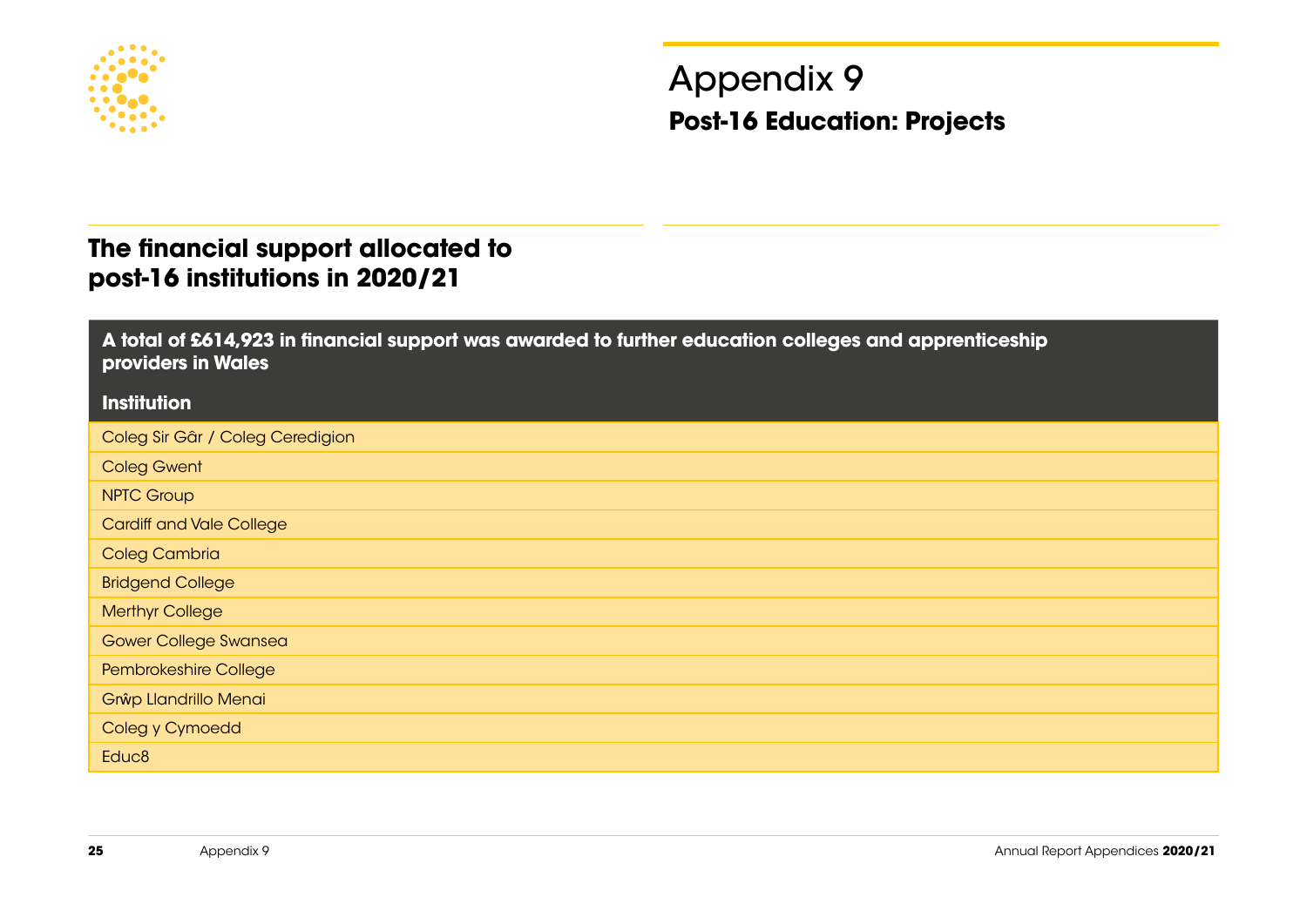# Appendix 9

## Post-16 Education: Projects

## The financial support allocated to post-16 institutions in 2020/21

| A total of £614,923 in financial support was awarded to further education colleges and apprenticeship providers in Wales |
| --- |
| **Institution** |
| Coleg Sir Gâr / Coleg Ceredigion |
| Coleg Gwent |
| NPTC Group |
| Cardiff and Vale College |
| Coleg Cambria |
| Bridgend College |
| Merthyr College |
| Gower College Swansea |
| Pembrokeshire College |
| Grŵp Llandrillo Menai |
| Coleg y Cymoedd |
| Educ8 |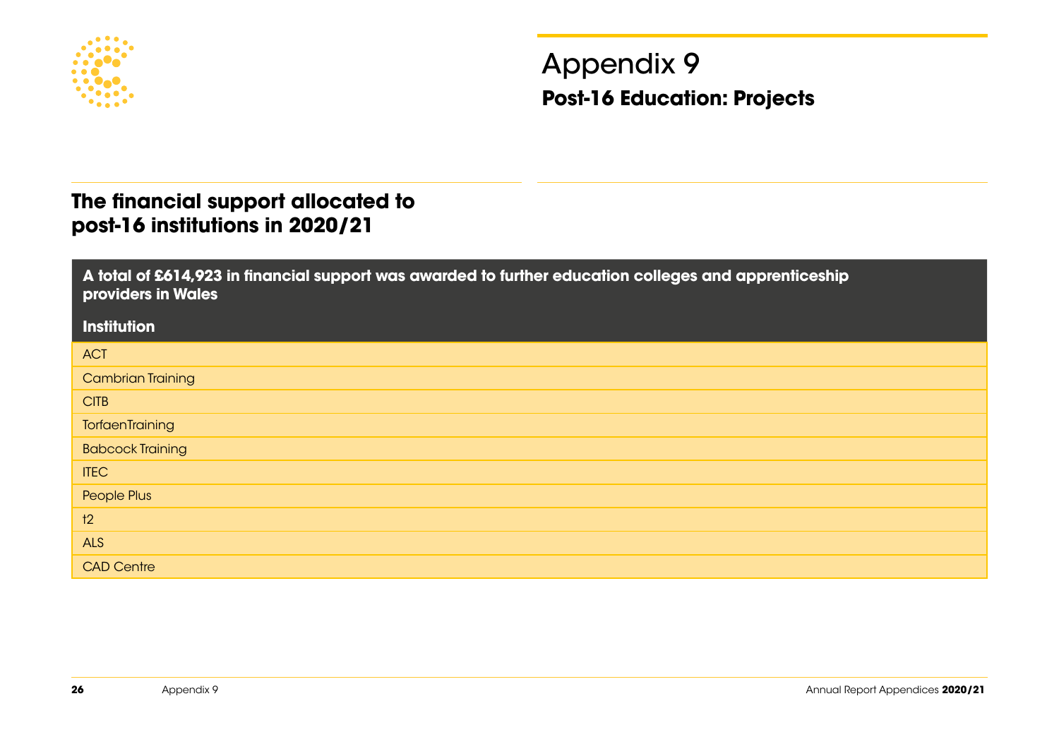# Appendix 9

## Post-16 Education: Projects

### The financial support allocated to post-16 institutions in 2020/21

| A total of £614,923 in financial support was awarded to further education colleges and apprenticeship providers in Wales |
|---|
| **Institution** |
| ACT |
| Cambrian Training |
| CITB |
| TorfaenTraining |
| Babcock Training |
| ITEC |
| People Plus |
| t2 |
| ALS |
| CAD Centre |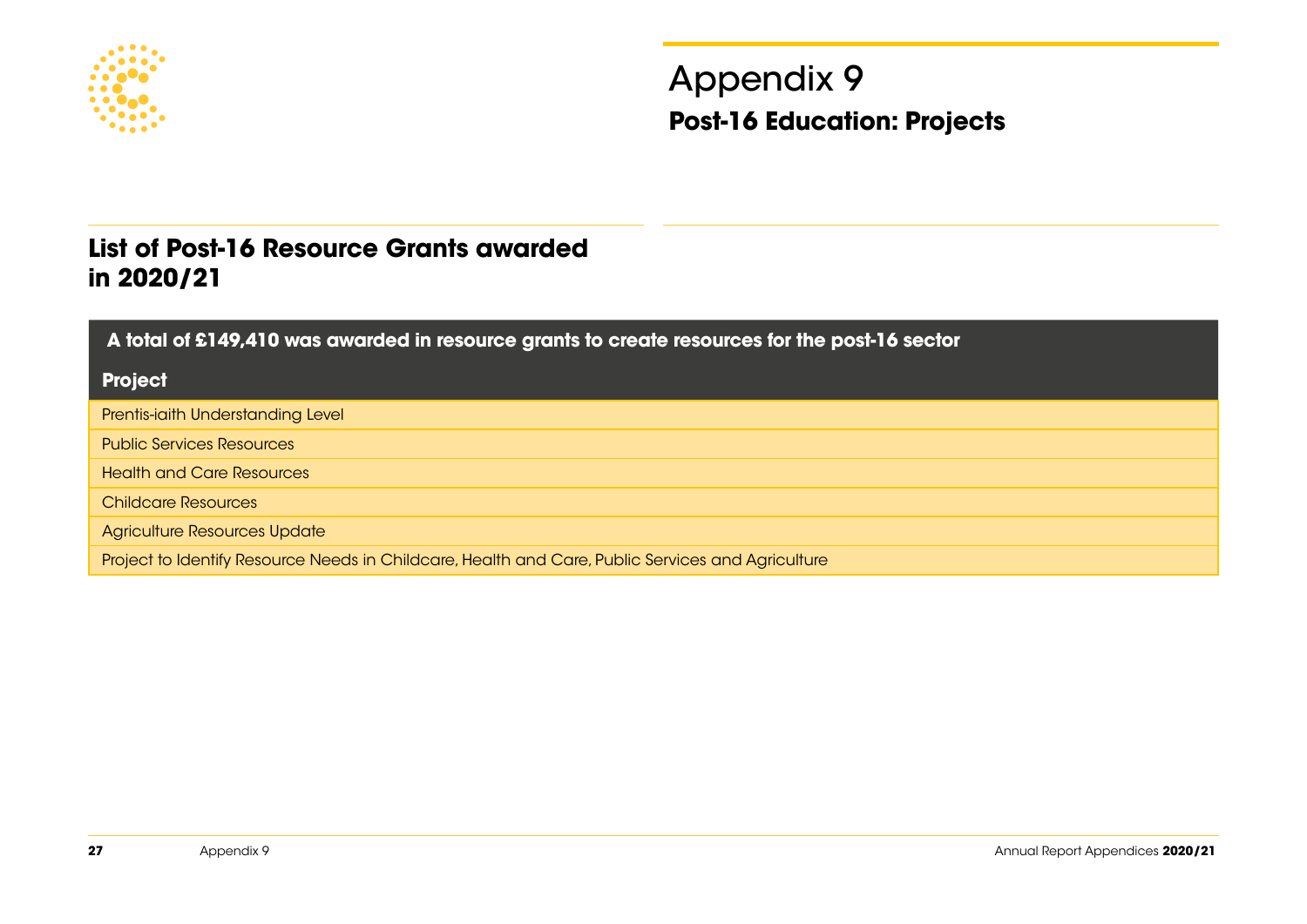# Appendix 9

## Post-16 Education: Projects

## List of Post-16 Resource Grants awarded in 2020/21

| A total of £149,410 was awarded in resource grants to create resources for the post-16 sector |
|---|
| **Project** |
| Prentis-iaith Understanding Level |
| Public Services Resources |
| Health and Care Resources |
| Childcare Resources |
| Agriculture Resources Update |
| Project to Identify Resource Needs in Childcare, Health and Care, Public Services and Agriculture |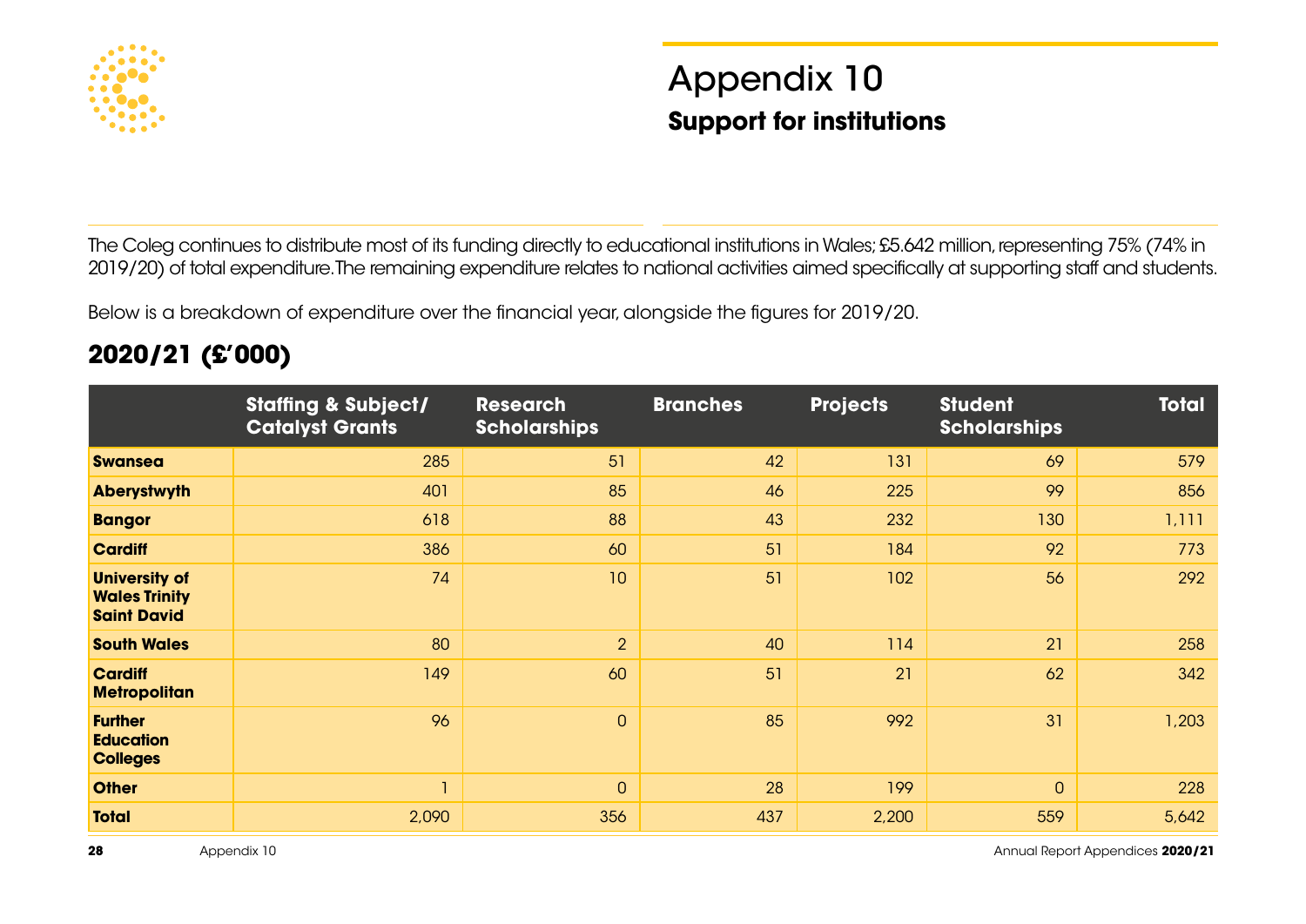# Appendix 10

## Support for institutions

The Coleg continues to distribute most of its funding directly to educational institutions in Wales; £5.642 million, representing 75% (74% in 2019/20) of total expenditure. The remaining expenditure relates to national activities aimed specifically at supporting staff and students.

Below is a breakdown of expenditure over the financial year, alongside the figures for 2019/20.

## 2020/21 (£'000)

| | Staffing & Subject/ Catalyst Grants | Research Scholarships | Branches | Projects | Student Scholarships | Total |
|---|---|---|---|---|---|---|
| **Swansea** | 285 | 51 | 42 | 131 | 69 | 579 |
| **Aberystwyth** | 401 | 85 | 46 | 225 | 99 | 856 |
| **Bangor** | 618 | 88 | 43 | 232 | 130 | 1,111 |
| **Cardiff** | 386 | 60 | 51 | 184 | 92 | 773 |
| **University of Wales Trinity Saint David** | 74 | 10 | 51 | 102 | 56 | 292 |
| **South Wales** | 80 | 2 | 40 | 114 | 21 | 258 |
| **Cardiff Metropolitan** | 149 | 60 | 51 | 21 | 62 | 342 |
| **Further Education Colleges** | 96 | 0 | 85 | 992 | 31 | 1,203 |
| **Other** | 1 | 0 | 28 | 199 | 0 | 228 |
| **Total** | 2,090 | 356 | 437 | 2,200 | 559 | 5,642 |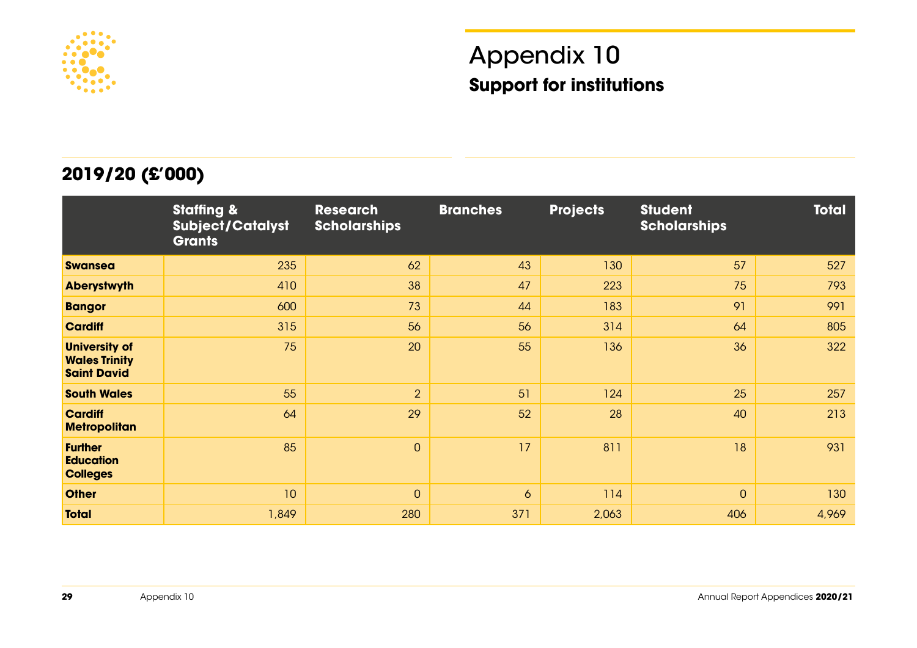# Appendix 10

## Support for institutions

### 2019/20 (£'000)

| | Staffing & Subject/Catalyst Grants | Research Scholarships | Branches | Projects | Student Scholarships | Total |
|---|---|---|---|---|---|---|
| **Swansea** | 235 | 62 | 43 | 130 | 57 | 527 |
| **Aberystwyth** | 410 | 38 | 47 | 223 | 75 | 793 |
| **Bangor** | 600 | 73 | 44 | 183 | 91 | 991 |
| **Cardiff** | 315 | 56 | 56 | 314 | 64 | 805 |
| **University of Wales Trinity Saint David** | 75 | 20 | 55 | 136 | 36 | 322 |
| **South Wales** | 55 | 2 | 51 | 124 | 25 | 257 |
| **Cardiff Metropolitan** | 64 | 29 | 52 | 28 | 40 | 213 |
| **Further Education Colleges** | 85 | 0 | 17 | 811 | 18 | 931 |
| **Other** | 10 | 0 | 6 | 114 | 0 | 130 |
| **Total** | 1,849 | 280 | 371 | 2,063 | 406 | 4,969 |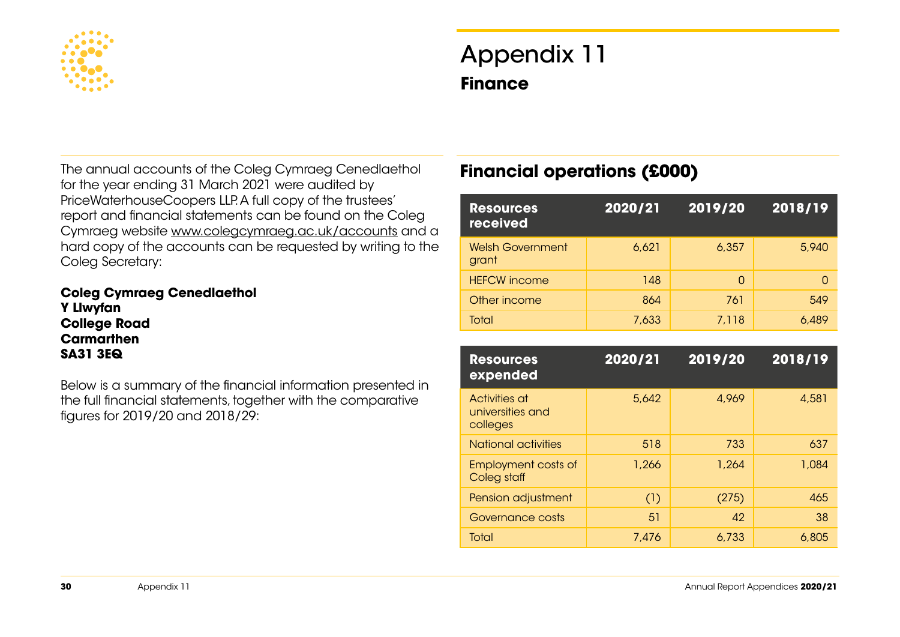# Appendix 11

## Finance

The annual accounts of the Coleg Cymraeg Cenedlaethol for the year ending 31 March 2021 were audited by PriceWaterhouseCoopers LLP. A full copy of the trustees' report and financial statements can be found on the Coleg Cymraeg website www.colegcymraeg.ac.uk/accounts and a hard copy of the accounts can be requested by writing to the Coleg Secretary:

**Coleg Cymraeg Cenedlaethol**
**Y Llwyfan**
**College Road**
**Carmarthen**
**SA31 3EQ**

Below is a summary of the financial information presented in the full financial statements, together with the comparative figures for 2019/20 and 2018/29:

## Financial operations (£000)

| Resources received | 2020/21 | 2019/20 | 2018/19 |
|---|---|---|---|
| Welsh Government grant | 6,621 | 6,357 | 5,940 |
| HEFCW income | 148 | 0 | 0 |
| Other income | 864 | 761 | 549 |
| Total | 7,633 | 7,118 | 6,489 |

| Resources expended | 2020/21 | 2019/20 | 2018/19 |
|---|---|---|---|
| Activities at universities and colleges | 5,642 | 4,969 | 4,581 |
| National activities | 518 | 733 | 637 |
| Employment costs of Coleg staff | 1,266 | 1,264 | 1,084 |
| Pension adjustment | (1) | (275) | 465 |
| Governance costs | 51 | 42 | 38 |
| Total | 7,476 | 6,733 | 6,805 |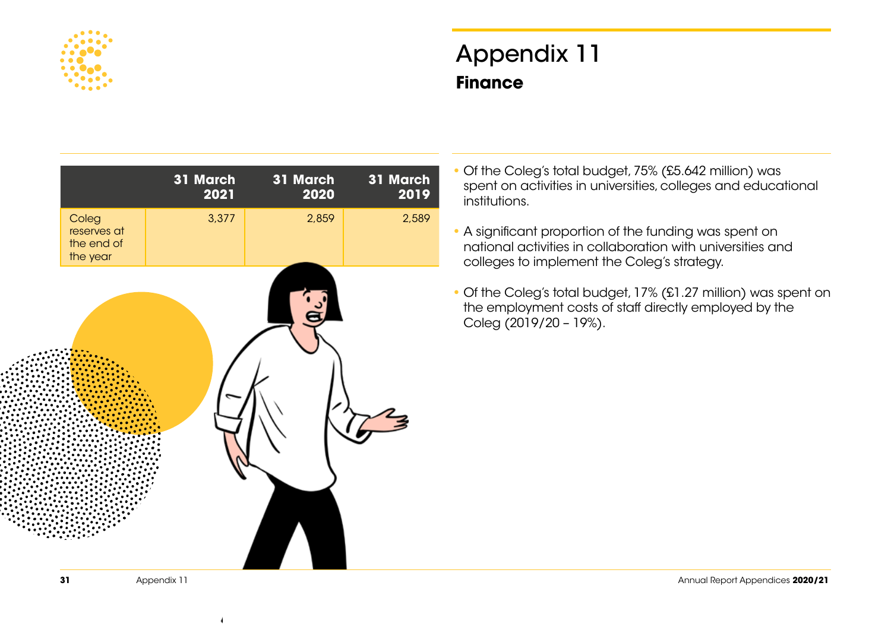# Appendix 11

## Finance

| | 31 March 2021 | 31 March 2020 | 31 March 2019 |
|---|---|---|---|
| Coleg reserves at the end of the year | 3,377 | 2,859 | 2,589 |

- Of the Coleg's total budget, 75% (£5.642 million) was spent on activities in universities, colleges and educational institutions.
- A significant proportion of the funding was spent on national activities in collaboration with universities and colleges to implement the Coleg's strategy.
- Of the Coleg's total budget, 17% (£1.27 million) was spent on the employment costs of staff directly employed by the Coleg (2019/20 – 19%).